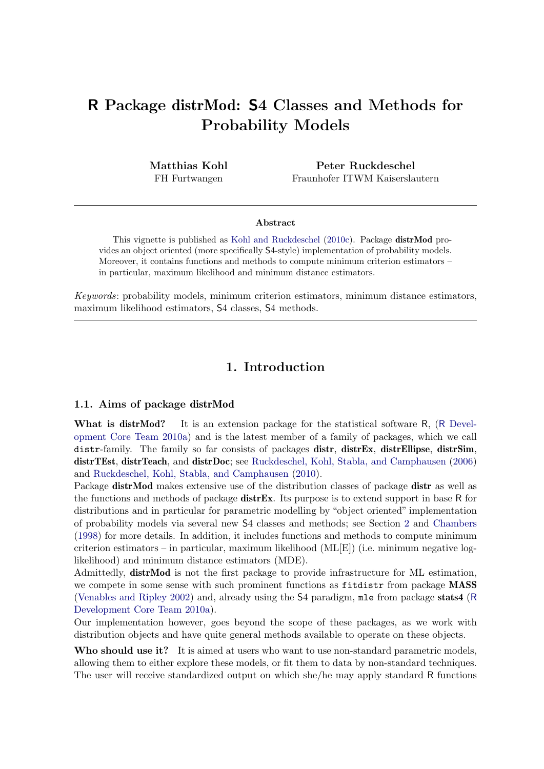# R Package distrMod: S4 Classes and Methods for Probability Models

**Matthias Kohl**
FH Furtwangen

**Peter Ruckdeschel**
Fraunhofer ITWM Kaiserslautern

---

**Abstract**

This vignette is published as Kohl and Ruckdeschel (2010c). Package **distrMod** provides an object oriented (more specifically S4-style) implementation of probability models. Moreover, it contains functions and methods to compute minimum criterion estimators – in particular, maximum likelihood and minimum distance estimators.

*Keywords*: probability models, minimum criterion estimators, minimum distance estimators, maximum likelihood estimators, S4 classes, S4 methods.

---

## 1. Introduction

### 1.1. Aims of package distrMod

**What is distrMod?** It is an extension package for the statistical software R, (R Development Core Team 2010a) and is the latest member of a family of packages, which we call distr-family. The family so far consists of packages **distr**, **distrEx**, **distrEllipse**, **distrSim**, **distrTEst**, **distrTeach**, and **distrDoc**; see Ruckdeschel, Kohl, Stabla, and Camphausen (2006) and Ruckdeschel, Kohl, Stabla, and Camphausen (2010).

Package **distrMod** makes extensive use of the distribution classes of package **distr** as well as the functions and methods of package **distrEx**. Its purpose is to extend support in base R for distributions and in particular for parametric modelling by "object oriented" implementation of probability models via several new S4 classes and methods; see Section 2 and Chambers (1998) for more details. In addition, it includes functions and methods to compute minimum criterion estimators – in particular, maximum likelihood (ML[E]) (i.e. minimum negative log-likelihood) and minimum distance estimators (MDE).

Admittedly, **distrMod** is not the first package to provide infrastructure for ML estimation, we compete in some sense with such prominent functions as `fitdistr` from package **MASS** (Venables and Ripley 2002) and, already using the S4 paradigm, `mle` from package **stats4** (R Development Core Team 2010a).

Our implementation however, goes beyond the scope of these packages, as we work with distribution objects and have quite general methods available to operate on these objects.

**Who should use it?** It is aimed at users who want to use non-standard parametric models, allowing them to either explore these models, or fit them to data by non-standard techniques. The user will receive standardized output on which she/he may apply standard R functions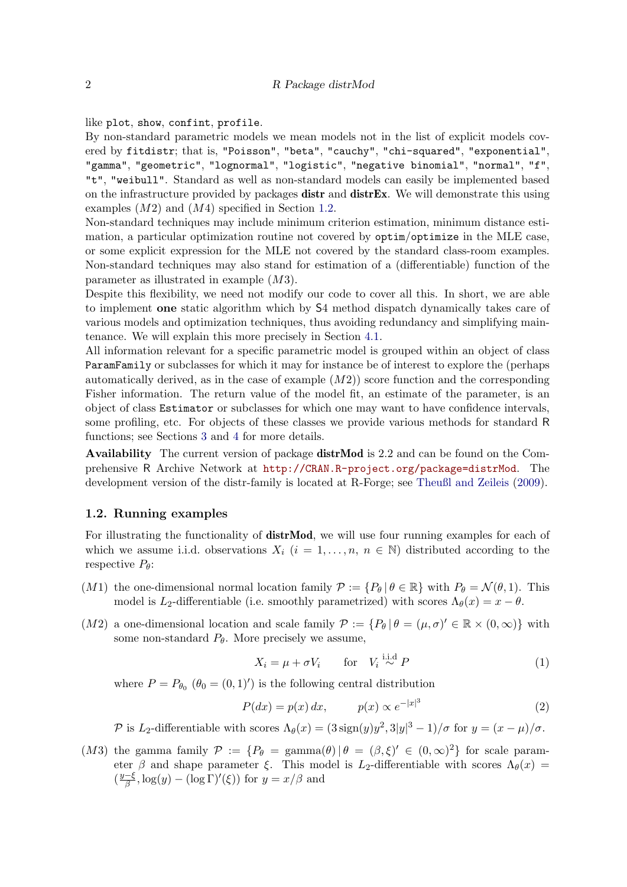like `plot`, `show`, `confint`, `profile`.

By non-standard parametric models we mean models not in the list of explicit models covered by `fitdistr`; that is, `"Poisson"`, `"beta"`, `"cauchy"`, `"chi-squared"`, `"exponential"`, `"gamma"`, `"geometric"`, `"lognormal"`, `"logistic"`, `"negative binomial"`, `"normal"`, `"f"`, `"t"`, `"weibull"`. Standard as well as non-standard models can easily be implemented based on the infrastructure provided by packages **distr** and **distrEx**. We will demonstrate this using examples $(M2)$ and $(M4)$ specified in Section 1.2.

Non-standard techniques may include minimum criterion estimation, minimum distance estimation, a particular optimization routine not covered by `optim`/`optimize` in the MLE case, or some explicit expression for the MLE not covered by the standard class-room examples. Non-standard techniques may also stand for estimation of a (differentiable) function of the parameter as illustrated in example $(M3)$.

Despite this flexibility, we need not modify our code to cover all this. In short, we are able to implement **one** static algorithm which by S4 method dispatch dynamically takes care of various models and optimization techniques, thus avoiding redundancy and simplifying maintenance. We will explain this more precisely in Section 4.1.

All information relevant for a specific parametric model is grouped within an object of class `ParamFamily` or subclasses for which it may for instance be of interest to explore the (perhaps automatically derived, as in the case of example $(M2)$) score function and the corresponding Fisher information. The return value of the model fit, an estimate of the parameter, is an object of class `Estimator` or subclasses for which one may want to have confidence intervals, some profiling, etc. For objects of these classes we provide various methods for standard R functions; see Sections 3 and 4 for more details.

**Availability** The current version of package **distrMod** is 2.2 and can be found on the Comprehensive R Archive Network at http://CRAN.R-project.org/package=distrMod. The development version of the distr-family is located at R-Forge; see Theußl and Zeileis (2009).

### 1.2. Running examples

For illustrating the functionality of **distrMod**, we will use four running examples for each of which we assume i.i.d. observations $X_i$ $(i = 1, \ldots, n,\ n \in \mathbb{N})$ distributed according to the respective $P_\theta$:

$(M1)$ the one-dimensional normal location family $\mathcal{P} := \{P_\theta \,|\, \theta \in \mathbb{R}\}$ with $P_\theta = \mathcal{N}(\theta, 1)$. This model is $L_2$-differentiable (i.e. smoothly parametrized) with scores $\Lambda_\theta(x) = x - \theta$.

$(M2)$ a one-dimensional location and scale family $\mathcal{P} := \{P_\theta \,|\, \theta = (\mu, \sigma)' \in \mathbb{R} \times (0, \infty)\}$ with some non-standard $P_\theta$. More precisely we assume,

$$X_i = \mu + \sigma V_i \qquad \text{for} \quad V_i \overset{\text{i.i.d}}{\sim} P \tag{1}$$

where $P = P_{\theta_0}$ $(\theta_0 = (0, 1)')$ is the following central distribution

$$P(dx) = p(x)\, dx, \qquad p(x) \propto e^{-|x|^3} \tag{2}$$

$\mathcal{P}$ is $L_2$-differentiable with scores $\Lambda_\theta(x) = (3\,\mathrm{sign}(y)y^2, 3|y|^3 - 1)/\sigma$ for $y = (x - \mu)/\sigma$.

$(M3)$ the gamma family $\mathcal{P} := \{P_\theta = \mathrm{gamma}(\theta) \,|\, \theta = (\beta, \xi)' \in (0, \infty)^2\}$ for scale parameter $\beta$ and shape parameter $\xi$. This model is $L_2$-differentiable with scores $\Lambda_\theta(x) = (\frac{y - \xi}{\beta}, \log(y) - (\log \Gamma)'(\xi))$ for $y = x/\beta$ and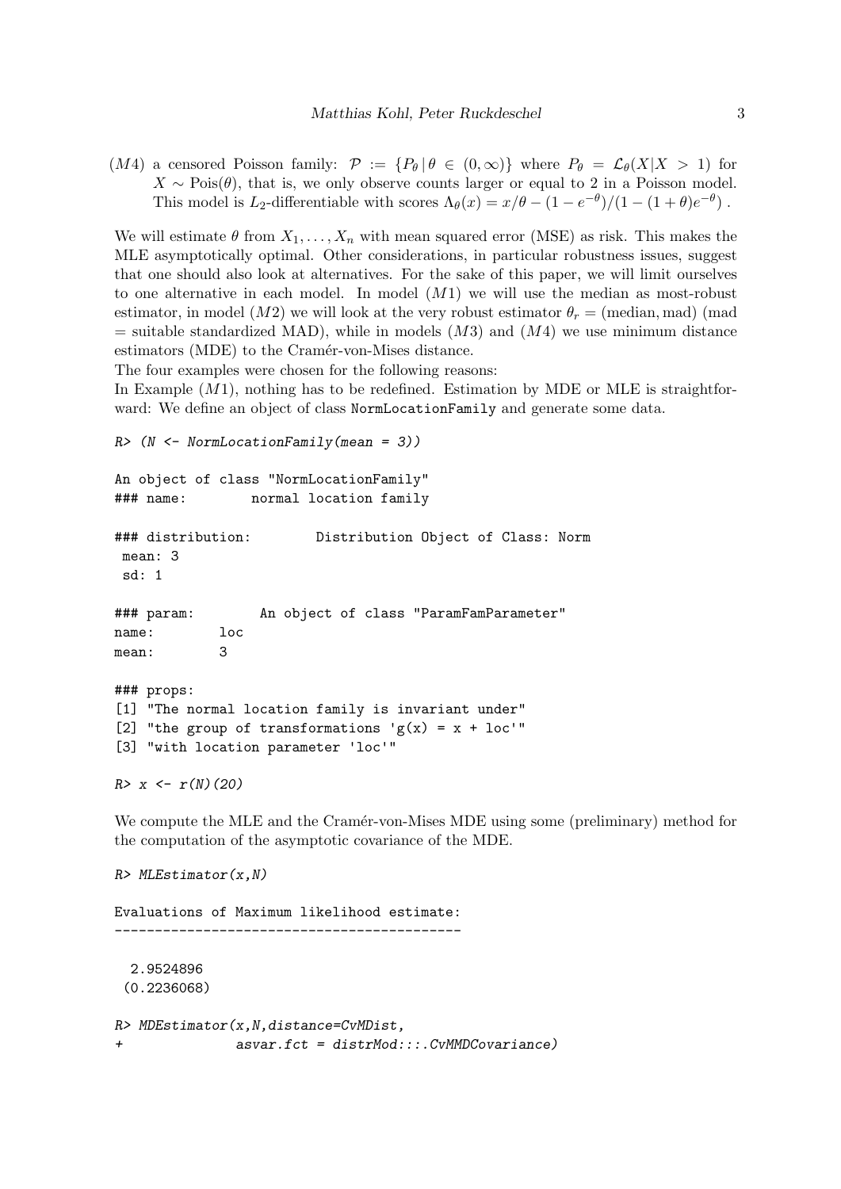($M4$) a censored Poisson family: $\mathcal{P} := \{P_\theta \,|\, \theta \in (0, \infty)\}$ where $P_\theta = \mathcal{L}_\theta(X|X > 1)$ for $X \sim \mathrm{Pois}(\theta)$, that is, we only observe counts larger or equal to 2 in a Poisson model. This model is $L_2$-differentiable with scores $\Lambda_\theta(x) = x/\theta - (1 - e^{-\theta})/(1 - (1 + \theta)e^{-\theta})$ .

We will estimate $\theta$ from $X_1, \ldots, X_n$ with mean squared error (MSE) as risk. This makes the MLE asymptotically optimal. Other considerations, in particular robustness issues, suggest that one should also look at alternatives. For the sake of this paper, we will limit ourselves to one alternative in each model. In model ($M1$) we will use the median as most-robust estimator, in model ($M2$) we will look at the very robust estimator $\theta_r = (\mathrm{median}, \mathrm{mad})$ (mad = suitable standardized MAD), while in models ($M3$) and ($M4$) we use minimum distance estimators (MDE) to the Cramér-von-Mises distance.

The four examples were chosen for the following reasons:

In Example ($M1$), nothing has to be redefined. Estimation by MDE or MLE is straightforward: We define an object of class `NormLocationFamily` and generate some data.

```
R> (N <- NormLocationFamily(mean = 3))

An object of class "NormLocationFamily"
### name:        normal location family

### distribution:        Distribution Object of Class: Norm
 mean: 3
 sd: 1

### param:        An object of class "ParamFamParameter"
name:        loc
mean:        3

### props:
[1] "The normal location family is invariant under"
[2] "the group of transformations 'g(x) = x + loc'"
[3] "with location parameter 'loc'"

R> x <- r(N)(20)
```

We compute the MLE and the Cramér-von-Mises MDE using some (preliminary) method for the computation of the asymptotic covariance of the MDE.

```
R> MLEstimator(x,N)

Evaluations of Maximum likelihood estimate:
-------------------------------------------

  2.9524896
 (0.2236068)

R> MDEstimator(x,N,distance=CvMDist,
+              asvar.fct = distrMod:::.CvMMDCovariance)
```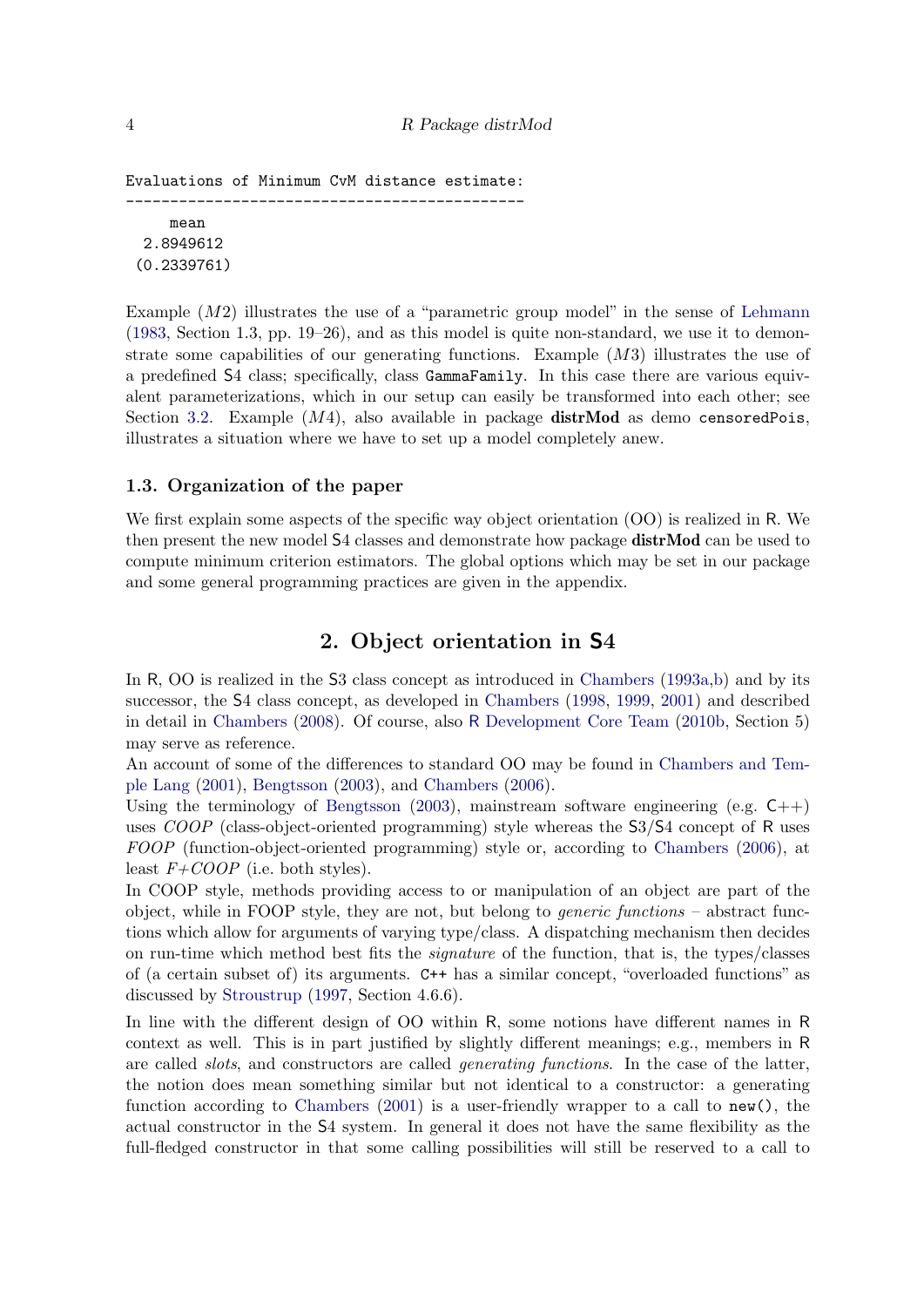```
Evaluations of Minimum CvM distance estimate:
---------------------------------------------
     mean
  2.8949612
 (0.2339761)
```

Example ($M2$) illustrates the use of a "parametric group model" in the sense of Lehmann (1983, Section 1.3, pp. 19–26), and as this model is quite non-standard, we use it to demonstrate some capabilities of our generating functions. Example ($M3$) illustrates the use of a predefined S4 class; specifically, class `GammaFamily`. In this case there are various equivalent parameterizations, which in our setup can easily be transformed into each other; see Section 3.2. Example ($M4$), also available in package **distrMod** as demo `censoredPois`, illustrates a situation where we have to set up a model completely anew.

### 1.3. Organization of the paper

We first explain some aspects of the specific way object orientation (OO) is realized in R. We then present the new model S4 classes and demonstrate how package **distrMod** can be used to compute minimum criterion estimators. The global options which may be set in our package and some general programming practices are given in the appendix.

## 2. Object orientation in S4

In R, OO is realized in the S3 class concept as introduced in Chambers (1993a,b) and by its successor, the S4 class concept, as developed in Chambers (1998, 1999, 2001) and described in detail in Chambers (2008). Of course, also R Development Core Team (2010b, Section 5) may serve as reference.

An account of some of the differences to standard OO may be found in Chambers and Temple Lang (2001), Bengtsson (2003), and Chambers (2006).

Using the terminology of Bengtsson (2003), mainstream software engineering (e.g. C++) uses *COOP* (class-object-oriented programming) style whereas the S3/S4 concept of R uses *FOOP* (function-object-oriented programming) style or, according to Chambers (2006), at least *F+COOP* (i.e. both styles).

In COOP style, methods providing access to or manipulation of an object are part of the object, while in FOOP style, they are not, but belong to *generic functions* – abstract functions which allow for arguments of varying type/class. A dispatching mechanism then decides on run-time which method best fits the *signature* of the function, that is, the types/classes of (a certain subset of) its arguments. `C++` has a similar concept, "overloaded functions" as discussed by Stroustrup (1997, Section 4.6.6).

In line with the different design of OO within R, some notions have different names in R context as well. This is in part justified by slightly different meanings; e.g., members in R are called *slots*, and constructors are called *generating functions*. In the case of the latter, the notion does mean something similar but not identical to a constructor: a generating function according to Chambers (2001) is a user-friendly wrapper to a call to `new()`, the actual constructor in the S4 system. In general it does not have the same flexibility as the full-fledged constructor in that some calling possibilities will still be reserved to a call to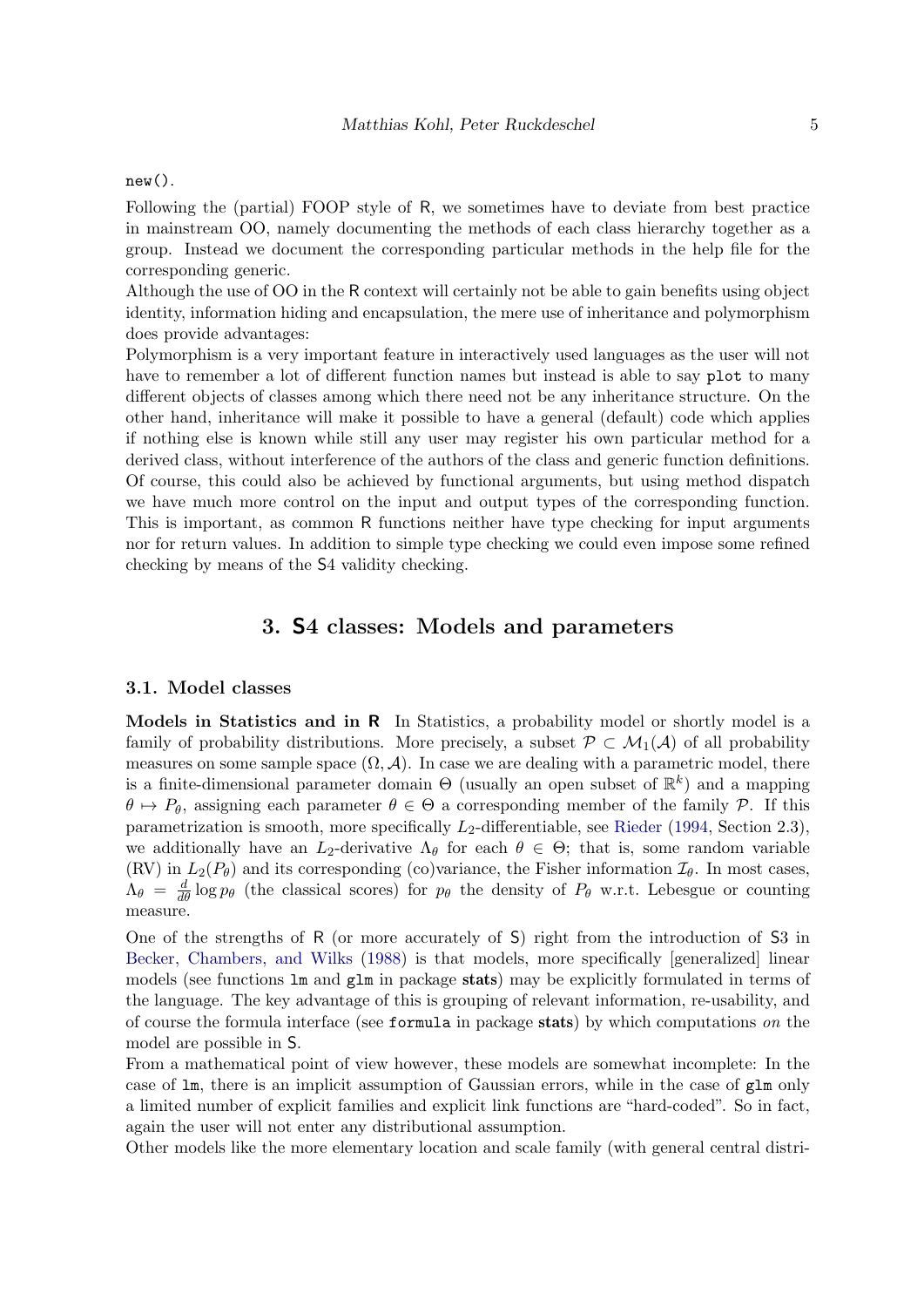`new()`.

Following the (partial) FOOP style of R, we sometimes have to deviate from best practice in mainstream OO, namely documenting the methods of each class hierarchy together as a group. Instead we document the corresponding particular methods in the help file for the corresponding generic.

Although the use of OO in the R context will certainly not be able to gain benefits using object identity, information hiding and encapsulation, the mere use of inheritance and polymorphism does provide advantages:

Polymorphism is a very important feature in interactively used languages as the user will not have to remember a lot of different function names but instead is able to say `plot` to many different objects of classes among which there need not be any inheritance structure. On the other hand, inheritance will make it possible to have a general (default) code which applies if nothing else is known while still any user may register his own particular method for a derived class, without interference of the authors of the class and generic function definitions. Of course, this could also be achieved by functional arguments, but using method dispatch we have much more control on the input and output types of the corresponding function. This is important, as common R functions neither have type checking for input arguments nor for return values. In addition to simple type checking we could even impose some refined checking by means of the S4 validity checking.

## 3. S4 classes: Models and parameters

### 3.1. Model classes

**Models in Statistics and in R** In Statistics, a probability model or shortly model is a family of probability distributions. More precisely, a subset $\mathcal{P} \subset \mathcal{M}_1(\mathcal{A})$ of all probability measures on some sample space $(\Omega, \mathcal{A})$. In case we are dealing with a parametric model, there is a finite-dimensional parameter domain $\Theta$ (usually an open subset of $\mathbb{R}^k$) and a mapping $\theta \mapsto P_\theta$, assigning each parameter $\theta \in \Theta$ a corresponding member of the family $\mathcal{P}$. If this parametrization is smooth, more specifically $L_2$-differentiable, see Rieder (1994, Section 2.3), we additionally have an $L_2$-derivative $\Lambda_\theta$ for each $\theta \in \Theta$; that is, some random variable (RV) in $L_2(P_\theta)$ and its corresponding (co)variance, the Fisher information $\mathcal{I}_\theta$. In most cases, $\Lambda_\theta = \frac{d}{d\theta} \log p_\theta$ (the classical scores) for $p_\theta$ the density of $P_\theta$ w.r.t. Lebesgue or counting measure.

One of the strengths of R (or more accurately of S) right from the introduction of S3 in Becker, Chambers, and Wilks (1988) is that models, more specifically [generalized] linear models (see functions `lm` and `glm` in package **stats**) may be explicitly formulated in terms of the language. The key advantage of this is grouping of relevant information, re-usability, and of course the formula interface (see `formula` in package **stats**) by which computations *on* the model are possible in S.

From a mathematical point of view however, these models are somewhat incomplete: In the case of `lm`, there is an implicit assumption of Gaussian errors, while in the case of `glm` only a limited number of explicit families and explicit link functions are "hard-coded". So in fact, again the user will not enter any distributional assumption.

Other models like the more elementary location and scale family (with general central distri-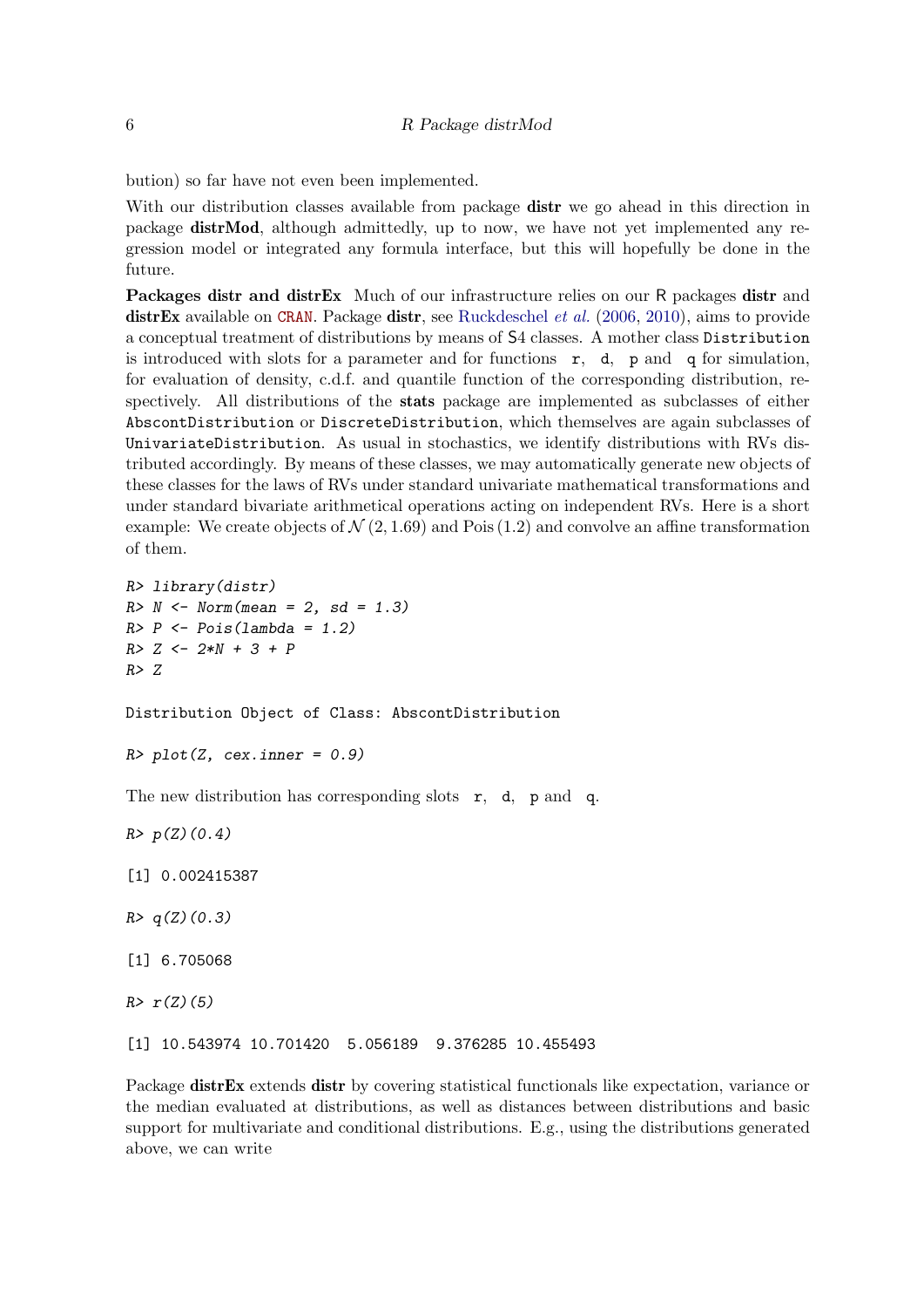bution) so far have not even been implemented.

With our distribution classes available from package **distr** we go ahead in this direction in package **distrMod**, although admittedly, up to now, we have not yet implemented any regression model or integrated any formula interface, but this will hopefully be done in the future.

**Packages distr and distrEx** Much of our infrastructure relies on our R packages **distr** and **distrEx** available on CRAN. Package **distr**, see Ruckdeschel *et al.* (2006, 2010), aims to provide a conceptual treatment of distributions by means of S4 classes. A mother class `Distribution` is introduced with slots for a parameter and for functions `r`, `d`, `p` and `q` for simulation, for evaluation of density, c.d.f. and quantile function of the corresponding distribution, respectively. All distributions of the **stats** package are implemented as subclasses of either `AbscontDistribution` or `DiscreteDistribution`, which themselves are again subclasses of `UnivariateDistribution`. As usual in stochastics, we identify distributions with RVs distributed accordingly. By means of these classes, we may automatically generate new objects of these classes for the laws of RVs under standard univariate mathematical transformations and under standard bivariate arithmetical operations acting on independent RVs. Here is a short example: We create objects of $\mathcal{N}(2, 1.69)$ and $\mathrm{Pois}(1.2)$ and convolve an affine transformation of them.

```
R> library(distr)
R> N <- Norm(mean = 2, sd = 1.3)
R> P <- Pois(lambda = 1.2)
R> Z <- 2*N + 3 + P
R> Z

Distribution Object of Class: AbscontDistribution

R> plot(Z, cex.inner = 0.9)
```

The new distribution has corresponding slots `r`, `d`, `p` and `q`.

```
R> p(Z)(0.4)

[1] 0.002415387

R> q(Z)(0.3)

[1] 6.705068

R> r(Z)(5)

[1] 10.543974 10.701420  5.056189  9.376285 10.455493
```

Package **distrEx** extends **distr** by covering statistical functionals like expectation, variance or the median evaluated at distributions, as well as distances between distributions and basic support for multivariate and conditional distributions. E.g., using the distributions generated above, we can write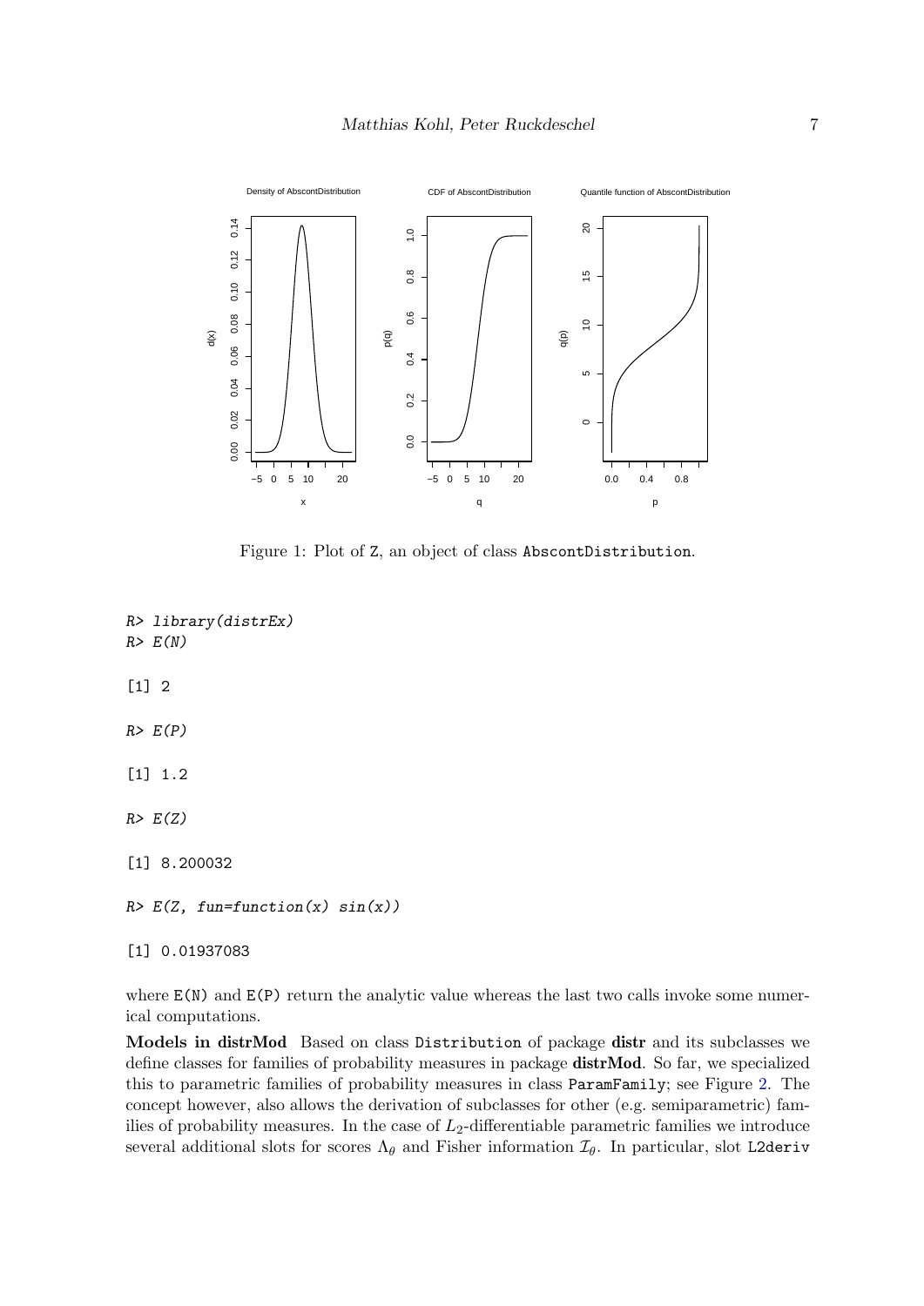Figure 1: Plot of Z, an object of class AbscontDistribution.

```
R> library(distrEx)
R> E(N)

[1] 2

R> E(P)

[1] 1.2

R> E(Z)

[1] 8.200032

R> E(Z, fun=function(x) sin(x))

[1] 0.01937083
```

where E(N) and E(P) return the analytic value whereas the last two calls invoke some numerical computations.

**Models in distrMod** Based on class Distribution of package **distr** and its subclasses we define classes for families of probability measures in package **distrMod**. So far, we specialized this to parametric families of probability measures in class ParamFamily; see Figure 2. The concept however, also allows the derivation of subclasses for other (e.g. semiparametric) families of probability measures. In the case of $L_2$-differentiable parametric families we introduce several additional slots for scores $\Lambda_\theta$ and Fisher information $\mathcal{I}_\theta$. In particular, slot L2deriv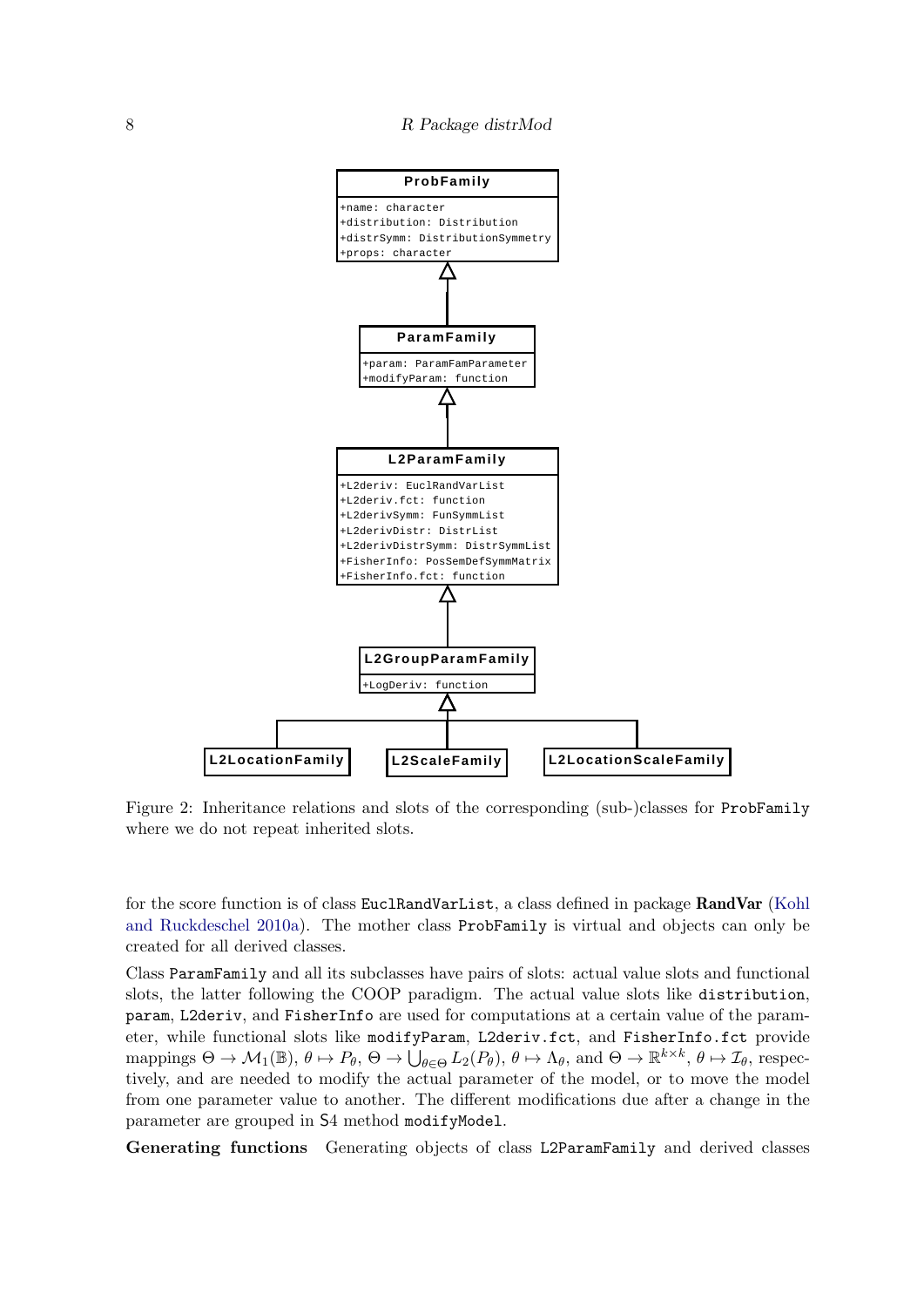Figure 2: Inheritance relations and slots of the corresponding (sub-)classes for ProbFamily where we do not repeat inherited slots.

for the score function is of class EuclRandVarList, a class defined in package **RandVar** (Kohl and Ruckdeschel 2010a). The mother class ProbFamily is virtual and objects can only be created for all derived classes.

Class ParamFamily and all its subclasses have pairs of slots: actual value slots and functional slots, the latter following the COOP paradigm. The actual value slots like distribution, param, L2deriv, and FisherInfo are used for computations at a certain value of the parameter, while functional slots like modifyParam, L2deriv.fct, and FisherInfo.fct provide mappings $\Theta \to \mathcal{M}_1(\mathbb{B})$, $\theta \mapsto P_\theta$, $\Theta \to \bigcup_{\theta\in\Theta} L_2(P_\theta)$, $\theta \mapsto \Lambda_\theta$, and $\Theta \to \mathbb{R}^{k\times k}$, $\theta \mapsto \mathcal{I}_\theta$, respectively, and are needed to modify the actual parameter of the model, or to move the model from one parameter value to another. The different modifications due after a change in the parameter are grouped in S4 method modifyModel.

**Generating functions** Generating objects of class L2ParamFamily and derived classes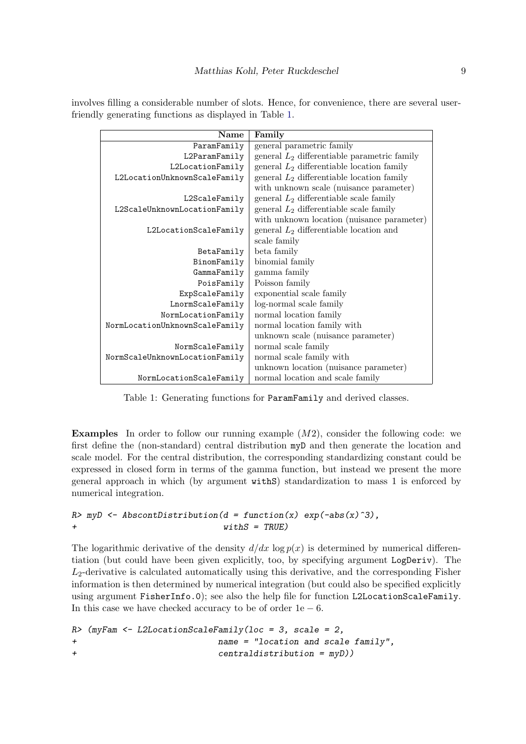involves filling a considerable number of slots. Hence, for convenience, there are several user-friendly generating functions as displayed in Table 1.

| Name | Family |
|---:|---|
| `ParamFamily` | general parametric family |
| `L2ParamFamily` | general $L_2$ differentiable parametric family |
| `L2LocationFamily` | general $L_2$ differentiable location family |
| `L2LocationUnknownScaleFamily` | general $L_2$ differentiable location family with unknown scale (nuisance parameter) |
| `L2ScaleFamily` | general $L_2$ differentiable scale family |
| `L2ScaleUnknownLocationFamily` | general $L_2$ differentiable scale family with unknown location (nuisance parameter) |
| `L2LocationScaleFamily` | general $L_2$ differentiable location and scale family |
| `BetaFamily` | beta family |
| `BinomFamily` | binomial family |
| `GammaFamily` | gamma family |
| `PoisFamily` | Poisson family |
| `ExpScaleFamily` | exponential scale family |
| `LnormScaleFamily` | log-normal scale family |
| `NormLocationFamily` | normal location family |
| `NormLocationUnknownScaleFamily` | normal location family with unknown scale (nuisance parameter) |
| `NormScaleFamily` | normal scale family |
| `NormScaleUnknownLocationFamily` | normal scale family with unknown location (nuisance parameter) |
| `NormLocationScaleFamily` | normal location and scale family |

Table 1: Generating functions for `ParamFamily` and derived classes.

**Examples** In order to follow our running example ($M2$), consider the following code: we first define the (non-standard) central distribution `myD` and then generate the location and scale model. For the central distribution, the corresponding standardizing constant could be expressed in closed form in terms of the gamma function, but instead we present the more general approach in which (by argument `withS`) standardization to mass 1 is enforced by numerical integration.

```
R> myD <- AbscontDistribution(d = function(x) exp(-abs(x)^3),
+                             withS = TRUE)
```

The logarithmic derivative of the density $d/dx \log p(x)$ is determined by numerical differentiation (but could have been given explicitly, too, by specifying argument `LogDeriv`). The $L_2$-derivative is calculated automatically using this derivative, and the corresponding Fisher information is then determined by numerical integration (but could also be specified explicitly using argument `FisherInfo.0`); see also the help file for function `L2LocationScaleFamily`. In this case we have checked accuracy to be of order $1\mathrm{e}-6$.

```
R> (myFam <- L2LocationScaleFamily(loc = 3, scale = 2,
+                            name = "location and scale family",
+                            centraldistribution = myD))
```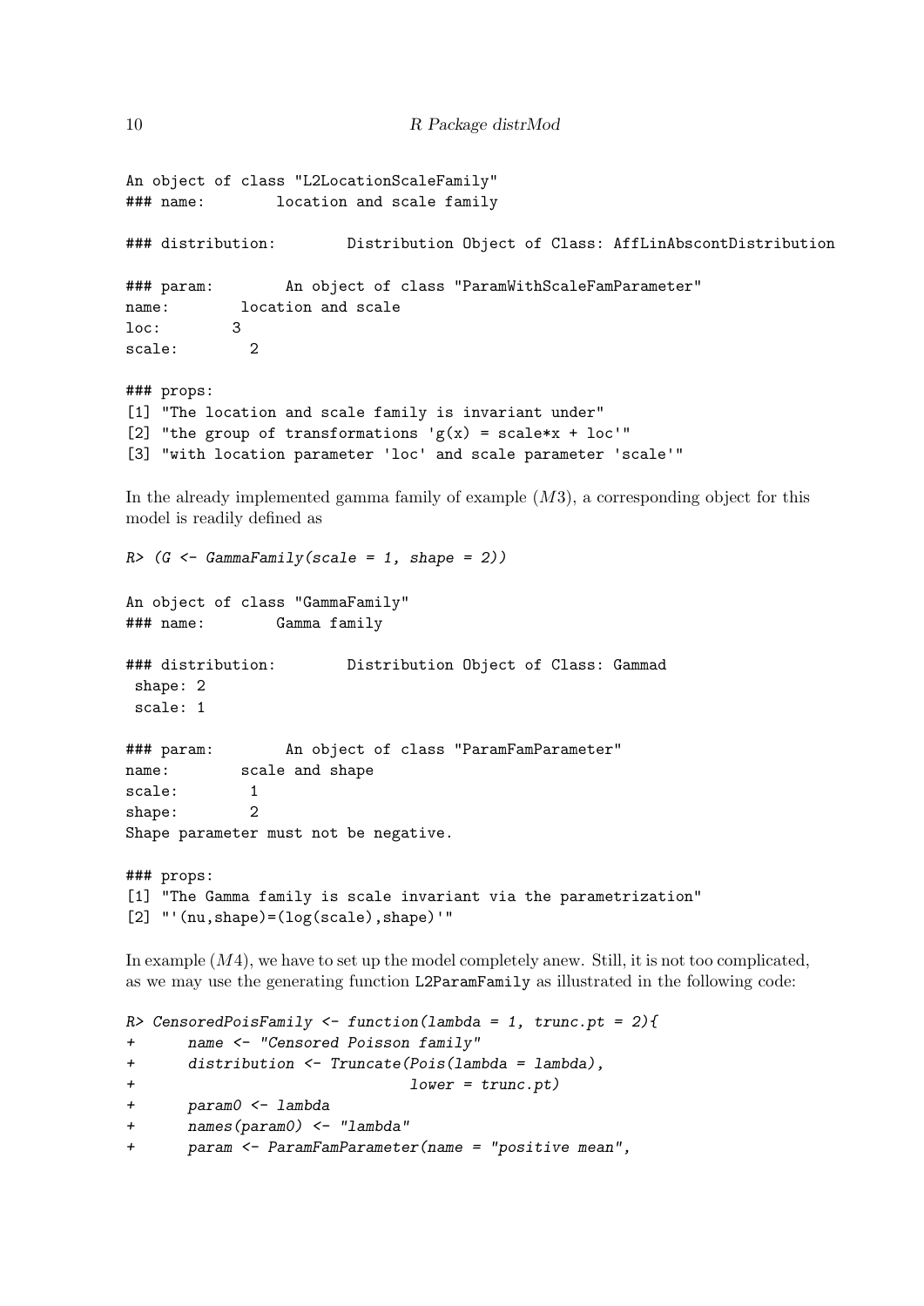```
An object of class "L2LocationScaleFamily"
### name:        location and scale family

### distribution:        Distribution Object of Class: AffLinAbscontDistribution

### param:        An object of class "ParamWithScaleFamParameter"
name:        location and scale
loc:        3
scale:        2

### props:
[1] "The location and scale family is invariant under"
[2] "the group of transformations 'g(x) = scale*x + loc'"
[3] "with location parameter 'loc' and scale parameter 'scale'"
```

In the already implemented gamma family of example $(M3)$, a corresponding object for this model is readily defined as

```
R> (G <- GammaFamily(scale = 1, shape = 2))

An object of class "GammaFamily"
### name:        Gamma family

### distribution:        Distribution Object of Class: Gammad
 shape: 2
 scale: 1

### param:        An object of class "ParamFamParameter"
name:        scale and shape
scale:        1
shape:        2
Shape parameter must not be negative.

### props:
[1] "The Gamma family is scale invariant via the parametrization"
[2] "'(nu,shape)=(log(scale),shape)'"
```

In example $(M4)$, we have to set up the model completely anew. Still, it is not too complicated, as we may use the generating function `L2ParamFamily` as illustrated in the following code:

```
R> CensoredPoisFamily <- function(lambda = 1, trunc.pt = 2){
+      name <- "Censored Poisson family"
+      distribution <- Truncate(Pois(lambda = lambda),
+                               lower = trunc.pt)
+      param0 <- lambda
+      names(param0) <- "lambda"
+      param <- ParamFamParameter(name = "positive mean",
```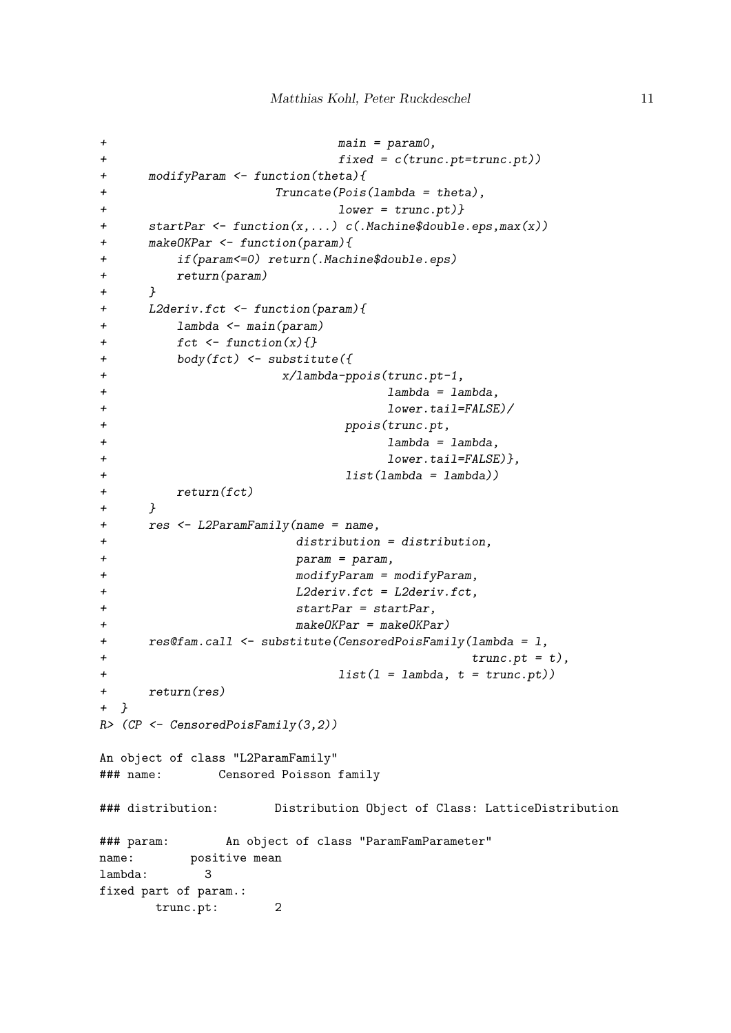```
+                                main = param0,
+                                fixed = c(trunc.pt=trunc.pt))
+      modifyParam <- function(theta){
+                       Truncate(Pois(lambda = theta),
+                                lower = trunc.pt)}
+      startPar <- function(x,...) c(.Machine$double.eps,max(x))
+      makeOKPar <- function(param){
+          if(param<=0) return(.Machine$double.eps)
+          return(param)
+      }
+      L2deriv.fct <- function(param){
+          lambda <- main(param)
+          fct <- function(x){}
+          body(fct) <- substitute({
+                         x/lambda-ppois(trunc.pt-1,
+                                       lambda = lambda,
+                                       lower.tail=FALSE)/
+                                 ppois(trunc.pt,
+                                       lambda = lambda,
+                                       lower.tail=FALSE)},
+                                 list(lambda = lambda))
+          return(fct)
+      }
+      res <- L2ParamFamily(name = name,
+                          distribution = distribution,
+                          param = param,
+                          modifyParam = modifyParam,
+                          L2deriv.fct = L2deriv.fct,
+                          startPar = startPar,
+                          makeOKPar = makeOKPar)
+      res@fam.call <- substitute(CensoredPoisFamily(lambda = l,
+                                                    trunc.pt = t),
+                                list(l = lambda, t = trunc.pt))
+      return(res)
+ }
R> (CP <- CensoredPoisFamily(3,2))

An object of class "L2ParamFamily"
### name:        Censored Poisson family

### distribution:        Distribution Object of Class: LatticeDistribution

### param:        An object of class "ParamFamParameter"
name:        positive mean
lambda:        3
fixed part of param.:
        trunc.pt:        2
```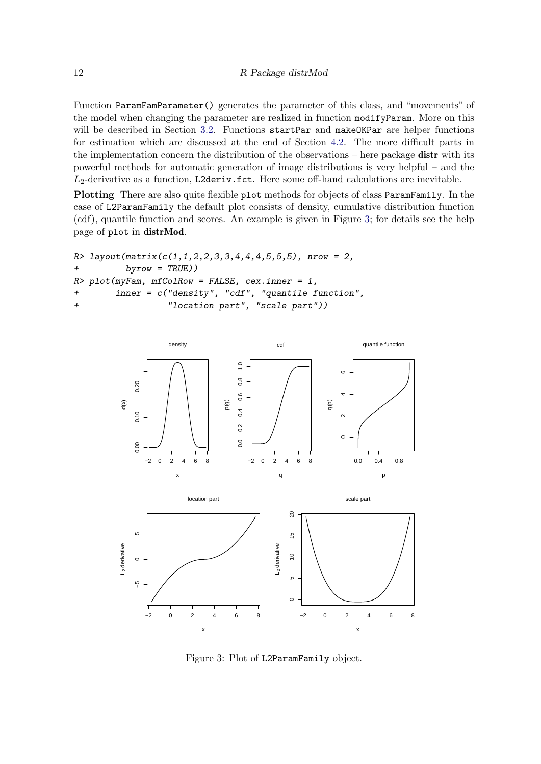Function `ParamFamParameter()` generates the parameter of this class, and "movements" of the model when changing the parameter are realized in function `modifyParam`. More on this will be described in Section 3.2. Functions `startPar` and `makeOKPar` are helper functions for estimation which are discussed at the end of Section 4.2. The more difficult parts in the implementation concern the distribution of the observations – here package **distr** with its powerful methods for automatic generation of image distributions is very helpful – and the $L_2$-derivative as a function, `L2deriv.fct`. Here some off-hand calculations are inevitable.

**Plotting** There are also quite flexible `plot` methods for objects of class `ParamFamily`. In the case of `L2ParamFamily` the default plot consists of density, cumulative distribution function (cdf), quantile function and scores. An example is given in Figure 3; for details see the help page of `plot` in **distrMod**.

```
R> layout(matrix(c(1,1,2,2,3,3,4,4,4,5,5,5), nrow = 2,
+         byrow = TRUE))
R> plot(myFam, mfColRow = FALSE, cex.inner = 1,
+       inner = c("density", "cdf", "quantile function",
+                 "location part", "scale part"))
```

Figure 3: Plot of `L2ParamFamily` object.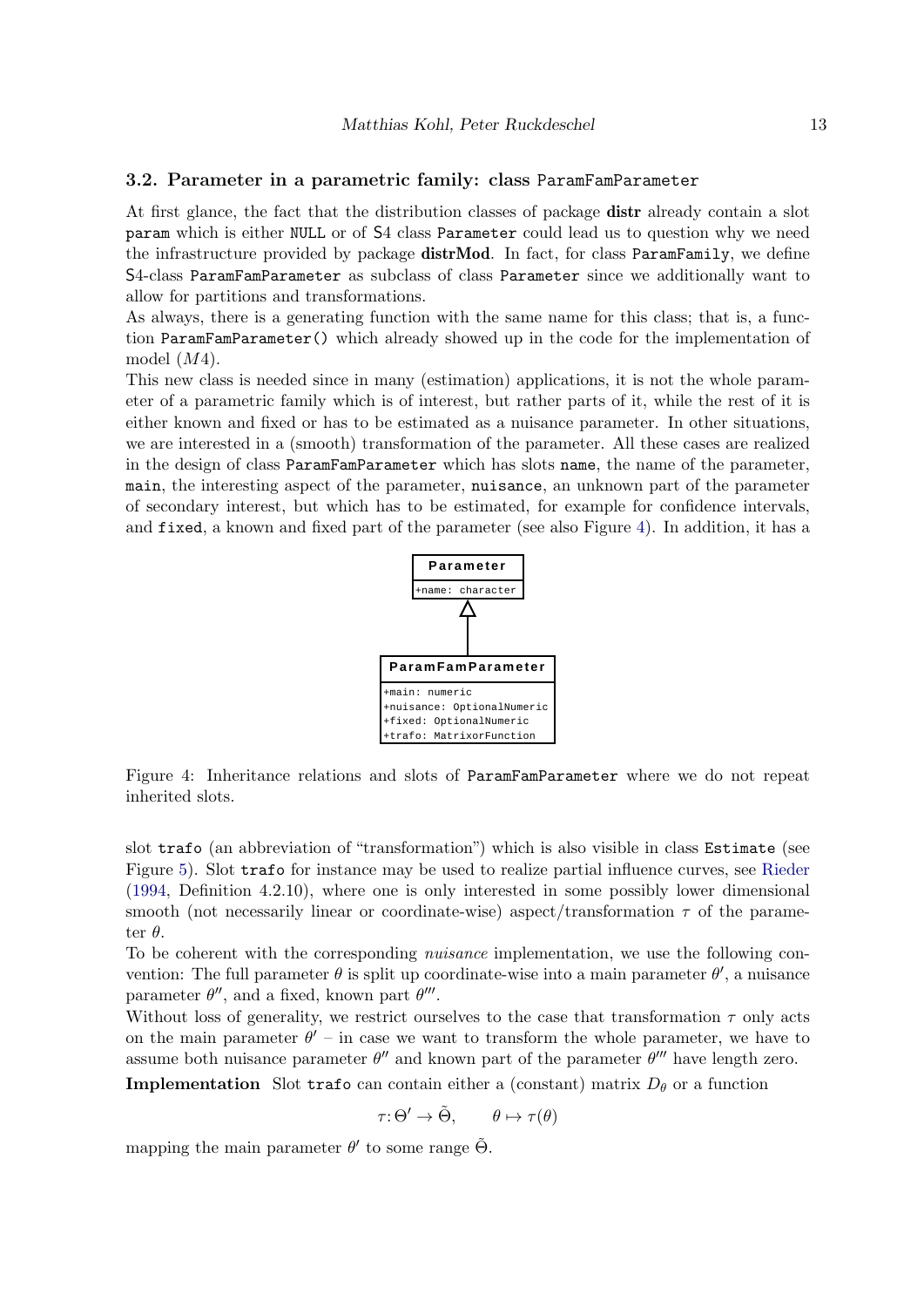### 3.2. Parameter in a parametric family: class ParamFamParameter

At first glance, the fact that the distribution classes of package **distr** already contain a slot param which is either NULL or of S4 class Parameter could lead us to question why we need the infrastructure provided by package **distrMod**. In fact, for class ParamFamily, we define S4-class ParamFamParameter as subclass of class Parameter since we additionally want to allow for partitions and transformations.

As always, there is a generating function with the same name for this class; that is, a function ParamFamParameter() which already showed up in the code for the implementation of model ($M4$).

This new class is needed since in many (estimation) applications, it is not the whole parameter of a parametric family which is of interest, but rather parts of it, while the rest of it is either known and fixed or has to be estimated as a nuisance parameter. In other situations, we are interested in a (smooth) transformation of the parameter. All these cases are realized in the design of class ParamFamParameter which has slots name, the name of the parameter, main, the interesting aspect of the parameter, nuisance, an unknown part of the parameter of secondary interest, but which has to be estimated, for example for confidence intervals, and fixed, a known and fixed part of the parameter (see also Figure 4). In addition, it has a slot trafo (an abbreviation of "transformation") which is also visible in class Estimate (see Figure 5). Slot trafo for instance may be used to realize partial influence curves, see Rieder (1994, Definition 4.2.10), where one is only interested in some possibly lower dimensional smooth (not necessarily linear or coordinate-wise) aspect/transformation $\tau$ of the parameter $\theta$.

```
Parameter
+name: character
      ^
      |
ParamFamParameter
+main: numeric
+nuisance: OptionalNumeric
+fixed: OptionalNumeric
+trafo: MatrixorFunction
```

Figure 4: Inheritance relations and slots of ParamFamParameter where we do not repeat inherited slots.

To be coherent with the corresponding *nuisance* implementation, we use the following convention: The full parameter $\theta$ is split up coordinate-wise into a main parameter $\theta'$, a nuisance parameter $\theta''$, and a fixed, known part $\theta'''$.

Without loss of generality, we restrict ourselves to the case that transformation $\tau$ only acts on the main parameter $\theta'$ – in case we want to transform the whole parameter, we have to assume both nuisance parameter $\theta''$ and known part of the parameter $\theta'''$ have length zero.

**Implementation** Slot trafo can contain either a (constant) matrix $D_\theta$ or a function

$$\tau\colon \Theta' \to \tilde{\Theta}, \qquad \theta \mapsto \tau(\theta)$$

mapping the main parameter $\theta'$ to some range $\tilde{\Theta}$.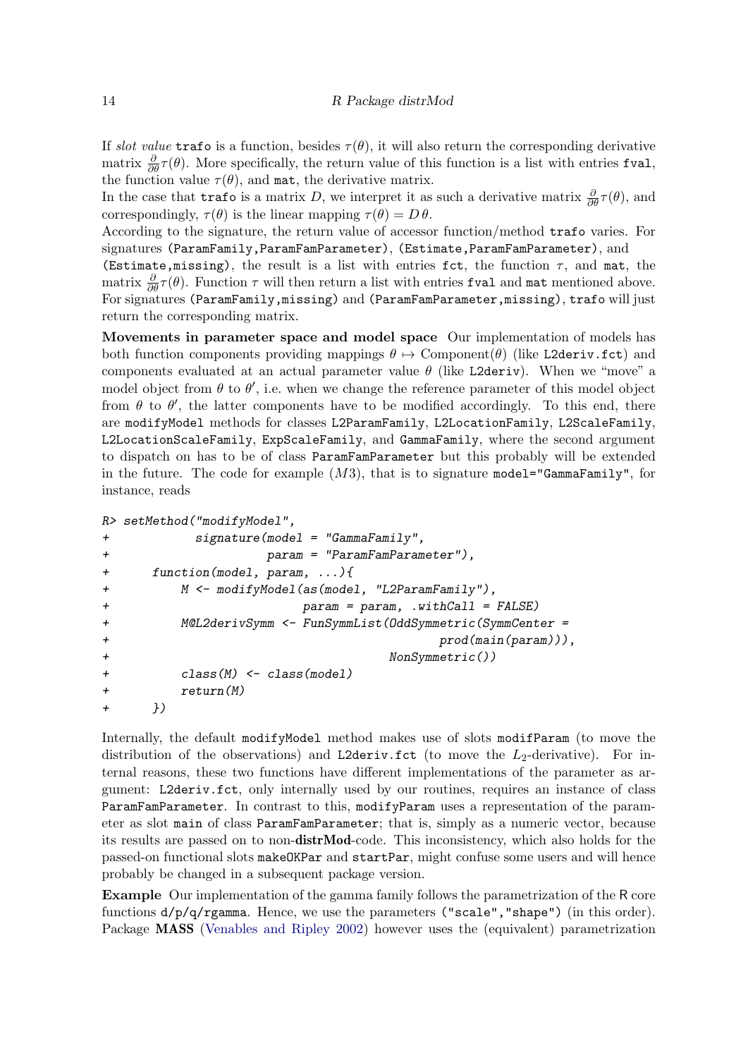If *slot value* `trafo` is a function, besides $\tau(\theta)$, it will also return the corresponding derivative matrix $\frac{\partial}{\partial\theta}\tau(\theta)$. More specifically, the return value of this function is a list with entries `fval`, the function value $\tau(\theta)$, and `mat`, the derivative matrix.
In the case that `trafo` is a matrix $D$, we interpret it as such a derivative matrix $\frac{\partial}{\partial\theta}\tau(\theta)$, and correspondingly, $\tau(\theta)$ is the linear mapping $\tau(\theta) = D\,\theta$.
According to the signature, the return value of accessor function/method `trafo` varies. For signatures `(ParamFamily,ParamFamParameter)`, `(Estimate,ParamFamParameter)`, and `(Estimate,missing)`, the result is a list with entries `fct`, the function $\tau$, and `mat`, the matrix $\frac{\partial}{\partial\theta}\tau(\theta)$. Function $\tau$ will then return a list with entries `fval` and `mat` mentioned above. For signatures `(ParamFamily,missing)` and `(ParamFamParameter,missing)`, `trafo` will just return the corresponding matrix.

**Movements in parameter space and model space** Our implementation of models has both function components providing mappings $\theta \mapsto \text{Component}(\theta)$ (like `L2deriv.fct`) and components evaluated at an actual parameter value $\theta$ (like `L2deriv`). When we "move" a model object from $\theta$ to $\theta'$, i.e. when we change the reference parameter of this model object from $\theta$ to $\theta'$, the latter components have to be modified accordingly. To this end, there are `modifyModel` methods for classes `L2ParamFamily`, `L2LocationFamily`, `L2ScaleFamily`, `L2LocationScaleFamily`, `ExpScaleFamily`, and `GammaFamily`, where the second argument to dispatch on has to be of class `ParamFamParameter` but this probably will be extended in the future. The code for example $(M3)$, that is to signature `model="GammaFamily"`, for instance, reads

```
R> setMethod("modifyModel",
+           signature(model = "GammaFamily",
+                     param = "ParamFamParameter"),
+      function(model, param, ...){
+          M <- modifyModel(as(model, "L2ParamFamily"),
+                          param = param, .withCall = FALSE)
+          M@L2derivSymm <- FunSymmList(OddSymmetric(SymmCenter =
+                                           prod(main(param))),
+                                     NonSymmetric())
+          class(M) <- class(model)
+          return(M)
+      })
```

Internally, the default `modifyModel` method makes use of slots `modifParam` (to move the distribution of the observations) and `L2deriv.fct` (to move the $L_2$-derivative). For internal reasons, these two functions have different implementations of the parameter as argument: `L2deriv.fct`, only internally used by our routines, requires an instance of class `ParamFamParameter`. In contrast to this, `modifyParam` uses a representation of the parameter as slot `main` of class `ParamFamParameter`; that is, simply as a numeric vector, because its results are passed on to non-**distrMod**-code. This inconsistency, which also holds for the passed-on functional slots `makeOKPar` and `startPar`, might confuse some users and will hence probably be changed in a subsequent package version.

**Example** Our implementation of the gamma family follows the parametrization of the R core functions `d/p/q/rgamma`. Hence, we use the parameters `("scale","shape")` (in this order). Package **MASS** (Venables and Ripley 2002) however uses the (equivalent) parametrization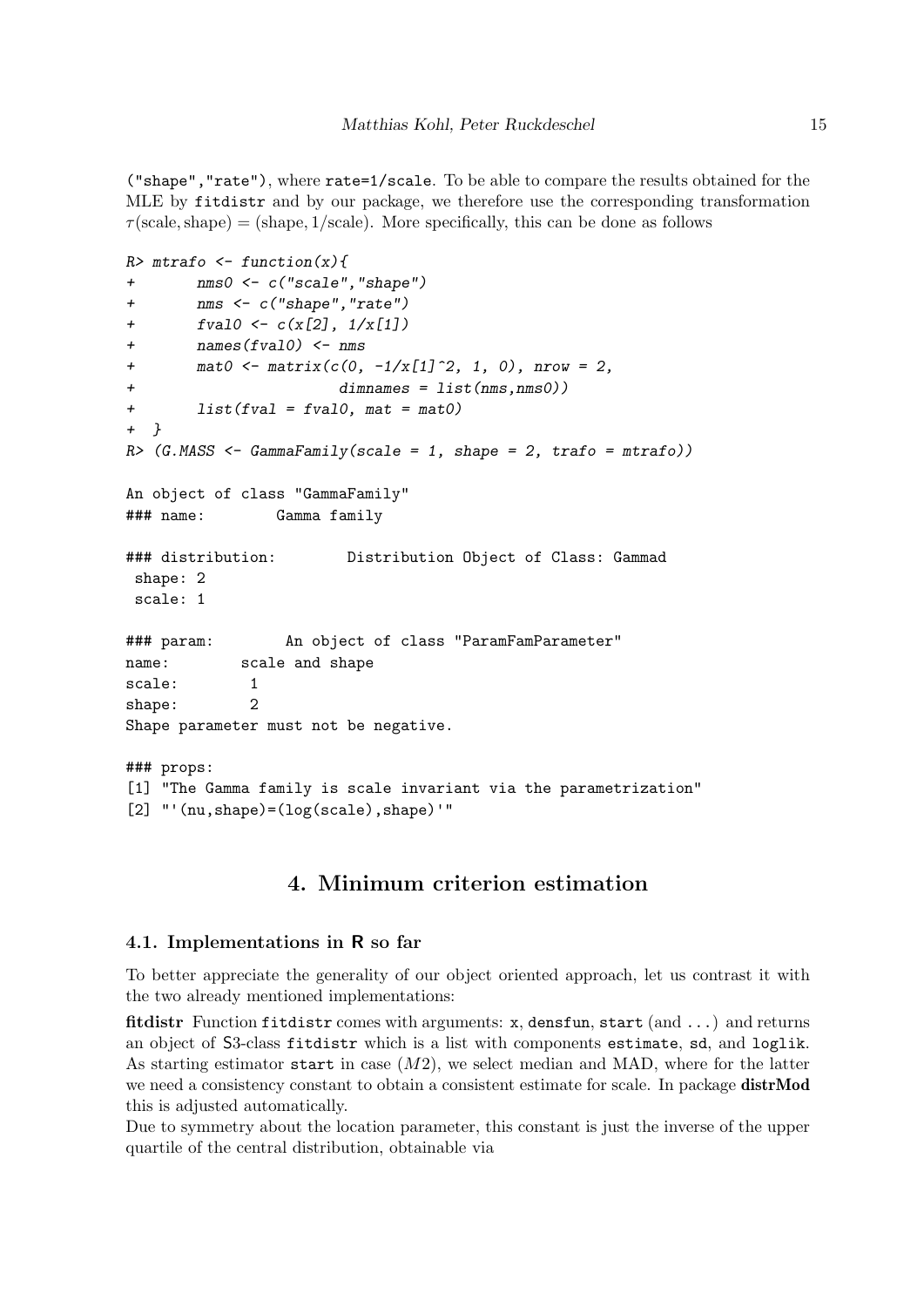("shape","rate"), where rate=1/scale. To be able to compare the results obtained for the MLE by fitdistr and by our package, we therefore use the corresponding transformation $\tau(\text{scale}, \text{shape}) = (\text{shape}, 1/\text{scale})$. More specifically, this can be done as follows

```
R> mtrafo <- function(x){
+       nms0 <- c("scale","shape")
+       nms <- c("shape","rate")
+       fval0 <- c(x[2], 1/x[1])
+       names(fval0) <- nms
+       mat0 <- matrix(c(0, -1/x[1]^2, 1, 0), nrow = 2,
+                       dimnames = list(nms,nms0))
+       list(fval = fval0, mat = mat0)
+ }
R> (G.MASS <- GammaFamily(scale = 1, shape = 2, trafo = mtrafo))

An object of class "GammaFamily"
### name:        Gamma family

### distribution:        Distribution Object of Class: Gammad
 shape: 2
 scale: 1

### param:        An object of class "ParamFamParameter"
name:        scale and shape
scale:        1
shape:        2
Shape parameter must not be negative.

### props:
[1] "The Gamma family is scale invariant via the parametrization"
[2] "'(nu,shape)=(log(scale),shape)'"
```

# 4. Minimum criterion estimation

## 4.1. Implementations in R so far

To better appreciate the generality of our object oriented approach, let us contrast it with the two already mentioned implementations:

**fitdistr** Function fitdistr comes with arguments: x, densfun, start (and ...) and returns an object of S3-class fitdistr which is a list with components estimate, sd, and loglik. As starting estimator start in case $(M2)$, we select median and MAD, where for the latter we need a consistency constant to obtain a consistent estimate for scale. In package **distrMod** this is adjusted automatically.

Due to symmetry about the location parameter, this constant is just the inverse of the upper quartile of the central distribution, obtainable via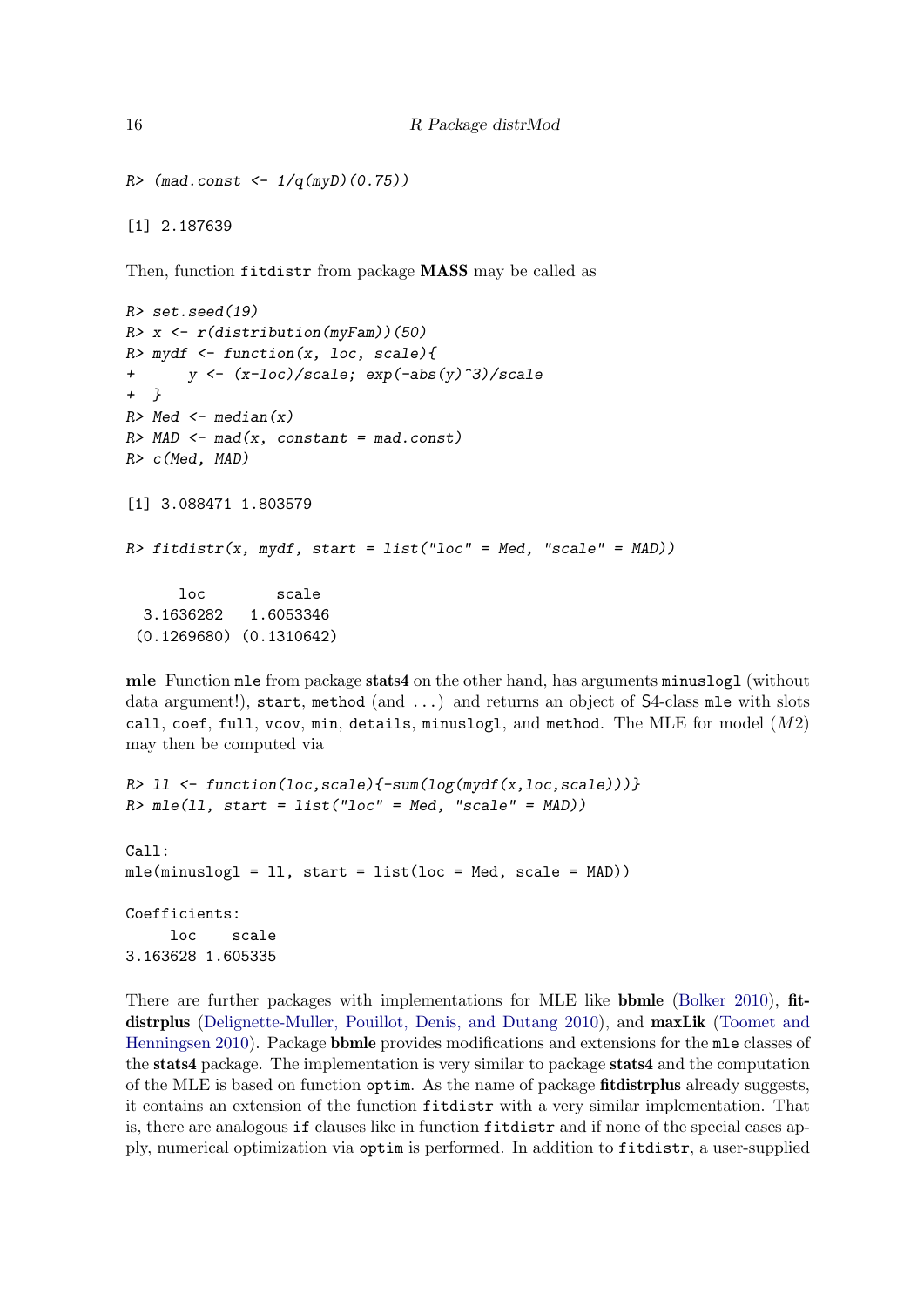```
R> (mad.const <- 1/q(myD)(0.75))

[1] 2.187639
```

Then, function `fitdistr` from package **MASS** may be called as

```
R> set.seed(19)
R> x <- r(distribution(myFam))(50)
R> mydf <- function(x, loc, scale){
+      y <- (x-loc)/scale; exp(-abs(y)^3)/scale
+  }
R> Med <- median(x)
R> MAD <- mad(x, constant = mad.const)
R> c(Med, MAD)

[1] 3.088471 1.803579

R> fitdistr(x, mydf, start = list("loc" = Med, "scale" = MAD))

      loc         scale   
  3.1636282   1.6053346 
 (0.1269680) (0.1310642)
```

**mle** Function `mle` from package **stats4** on the other hand, has arguments `minuslogl` (without data argument!), `start`, `method` (and `...`) and returns an object of S4-class `mle` with slots `call`, `coef`, `full`, `vcov`, `min`, `details`, `minuslogl`, and `method`. The MLE for model ($M2$) may then be computed via

```
R> ll <- function(loc,scale){-sum(log(mydf(x,loc,scale)))}
R> mle(ll, start = list("loc" = Med, "scale" = MAD))

Call:
mle(minuslogl = ll, start = list(loc = Med, scale = MAD))

Coefficients:
     loc    scale 
3.163628 1.605335 
```

There are further packages with implementations for MLE like **bbmle** (Bolker 2010), **fitdistrplus** (Delignette-Muller, Pouillot, Denis, and Dutang 2010), and **maxLik** (Toomet and Henningsen 2010). Package **bbmle** provides modifications and extensions for the `mle` classes of the **stats4** package. The implementation is very similar to package **stats4** and the computation of the MLE is based on function `optim`. As the name of package **fitdistrplus** already suggests, it contains an extension of the function `fitdistr` with a very similar implementation. That is, there are analogous `if` clauses like in function `fitdistr` and if none of the special cases apply, numerical optimization via `optim` is performed. In addition to `fitdistr`, a user-supplied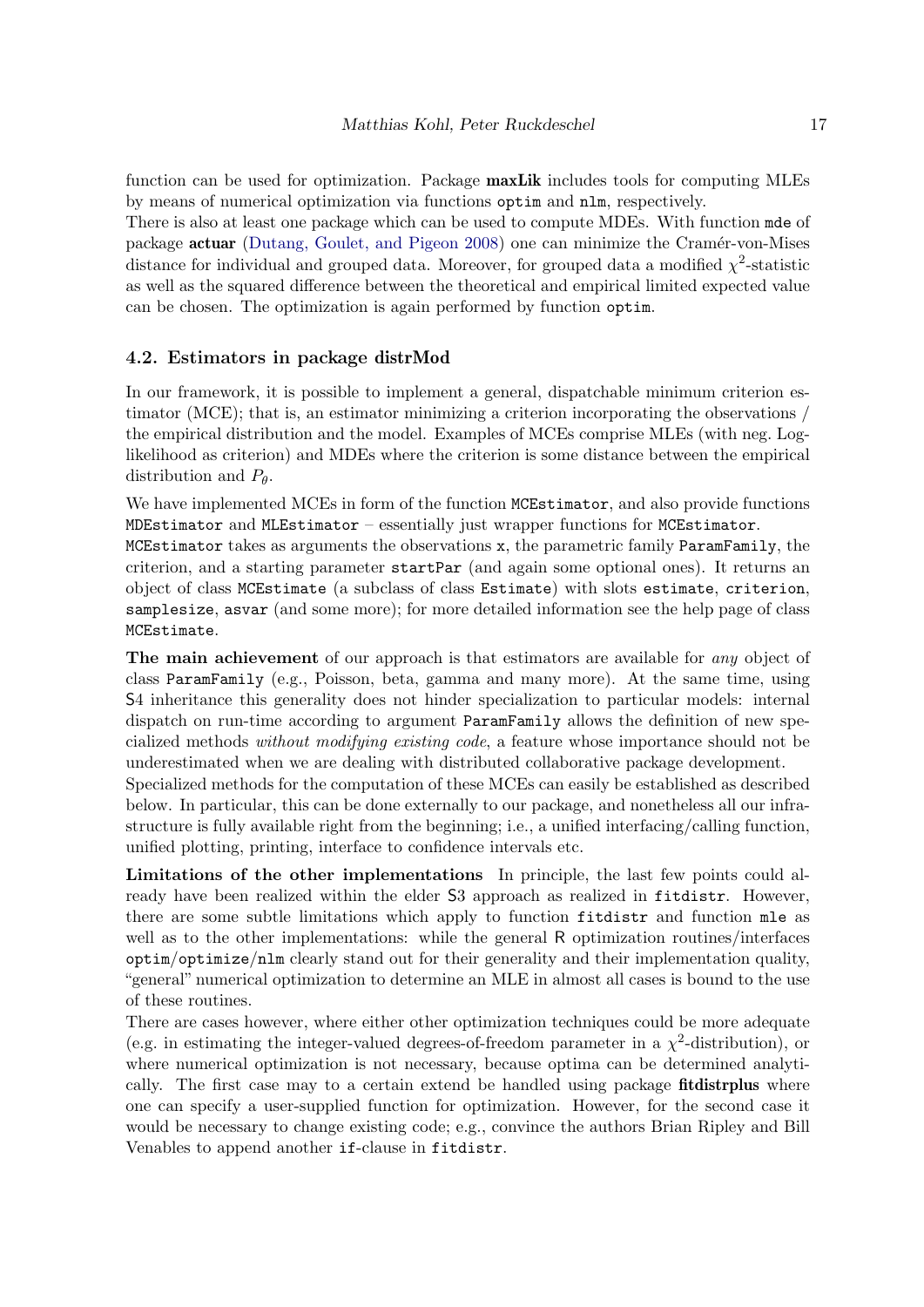function can be used for optimization. Package **maxLik** includes tools for computing MLEs by means of numerical optimization via functions `optim` and `nlm`, respectively.
There is also at least one package which can be used to compute MDEs. With function `mde` of package **actuar** (Dutang, Goulet, and Pigeon 2008) one can minimize the Cramér-von-Mises distance for individual and grouped data. Moreover, for grouped data a modified $\chi^2$-statistic as well as the squared difference between the theoretical and empirical limited expected value can be chosen. The optimization is again performed by function `optim`.

### 4.2. Estimators in package distrMod

In our framework, it is possible to implement a general, dispatchable minimum criterion estimator (MCE); that is, an estimator minimizing a criterion incorporating the observations / the empirical distribution and the model. Examples of MCEs comprise MLEs (with neg. Loglikelihood as criterion) and MDEs where the criterion is some distance between the empirical distribution and $P_\theta$.

We have implemented MCEs in form of the function `MCEstimator`, and also provide functions `MDEstimator` and `MLEstimator` – essentially just wrapper functions for `MCEstimator`.
`MCEstimator` takes as arguments the observations `x`, the parametric family `ParamFamily`, the criterion, and a starting parameter `startPar` (and again some optional ones). It returns an object of class `MCEstimate` (a subclass of class `Estimate`) with slots `estimate`, `criterion`, `samplesize`, `asvar` (and some more); for more detailed information see the help page of class `MCEstimate`.

**The main achievement** of our approach is that estimators are available for *any* object of class `ParamFamily` (e.g., Poisson, beta, gamma and many more). At the same time, using S4 inheritance this generality does not hinder specialization to particular models: internal dispatch on run-time according to argument `ParamFamily` allows the definition of new specialized methods *without modifying existing code*, a feature whose importance should not be underestimated when we are dealing with distributed collaborative package development.
Specialized methods for the computation of these MCEs can easily be established as described below. In particular, this can be done externally to our package, and nonetheless all our infrastructure is fully available right from the beginning; i.e., a unified interfacing/calling function, unified plotting, printing, interface to confidence intervals etc.

**Limitations of the other implementations** In principle, the last few points could already have been realized within the elder S3 approach as realized in `fitdistr`. However, there are some subtle limitations which apply to function `fitdistr` and function `mle` as well as to the other implementations: while the general R optimization routines/interfaces `optim`/`optimize`/`nlm` clearly stand out for their generality and their implementation quality, "general" numerical optimization to determine an MLE in almost all cases is bound to the use of these routines.
There are cases however, where either other optimization techniques could be more adequate (e.g. in estimating the integer-valued degrees-of-freedom parameter in a $\chi^2$-distribution), or where numerical optimization is not necessary, because optima can be determined analytically. The first case may to a certain extend be handled using package **fitdistrplus** where one can specify a user-supplied function for optimization. However, for the second case it would be necessary to change existing code; e.g., convince the authors Brian Ripley and Bill Venables to append another `if`-clause in `fitdistr`.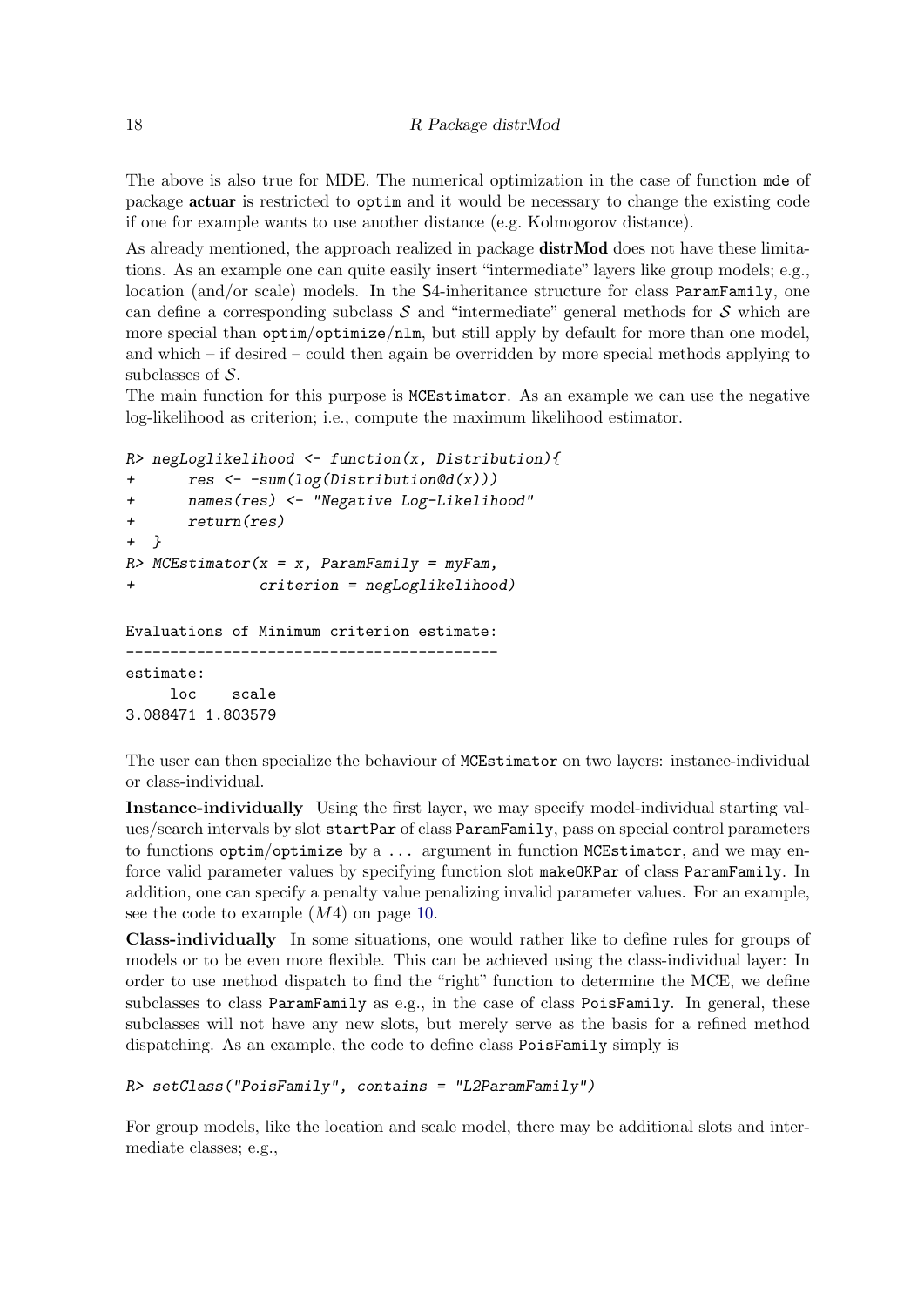The above is also true for MDE. The numerical optimization in the case of function mde of package **actuar** is restricted to optim and it would be necessary to change the existing code if one for example wants to use another distance (e.g. Kolmogorov distance).

As already mentioned, the approach realized in package **distrMod** does not have these limitations. As an example one can quite easily insert "intermediate" layers like group models; e.g., location (and/or scale) models. In the S4-inheritance structure for class ParamFamily, one can define a corresponding subclass $\mathcal{S}$ and "intermediate" general methods for $\mathcal{S}$ which are more special than optim/optimize/nlm, but still apply by default for more than one model, and which – if desired – could then again be overridden by more special methods applying to subclasses of $\mathcal{S}$.

The main function for this purpose is MCEstimator. As an example we can use the negative log-likelihood as criterion; i.e., compute the maximum likelihood estimator.

```
R> negLoglikelihood <- function(x, Distribution){
+      res <- -sum(log(Distribution@d(x)))
+      names(res) <- "Negative Log-Likelihood"
+      return(res)
+  }
R> MCEstimator(x = x, ParamFamily = myFam,
+              criterion = negLoglikelihood)

Evaluations of Minimum criterion estimate:
------------------------------------------
estimate:
     loc    scale
3.088471 1.803579
```

The user can then specialize the behaviour of MCEstimator on two layers: instance-individual or class-individual.

**Instance-individually** Using the first layer, we may specify model-individual starting values/search intervals by slot startPar of class ParamFamily, pass on special control parameters to functions optim/optimize by a ... argument in function MCEstimator, and we may enforce valid parameter values by specifying function slot makeOKPar of class ParamFamily. In addition, one can specify a penalty value penalizing invalid parameter values. For an example, see the code to example $(M4)$ on page 10.

**Class-individually** In some situations, one would rather like to define rules for groups of models or to be even more flexible. This can be achieved using the class-individual layer: In order to use method dispatch to find the "right" function to determine the MCE, we define subclasses to class ParamFamily as e.g., in the case of class PoisFamily. In general, these subclasses will not have any new slots, but merely serve as the basis for a refined method dispatching. As an example, the code to define class PoisFamily simply is

```
R> setClass("PoisFamily", contains = "L2ParamFamily")
```

For group models, like the location and scale model, there may be additional slots and intermediate classes; e.g.,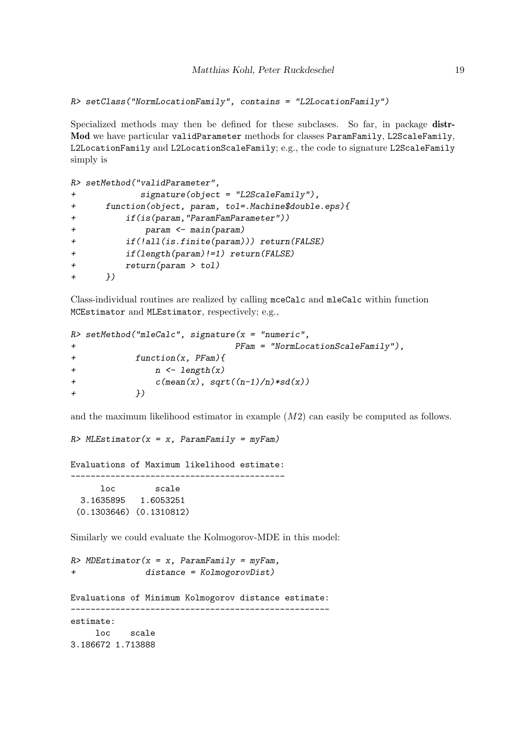```
R> setClass("NormLocationFamily", contains = "L2LocationFamily")
```

Specialized methods may then be defined for these subclases. So far, in package **distrMod** we have particular `validParameter` methods for classes `ParamFamily`, `L2ScaleFamily`, `L2LocationFamily` and `L2LocationScaleFamily`; e.g., the code to signature `L2ScaleFamily` simply is

```
R> setMethod("validParameter",
+            signature(object = "L2ScaleFamily"),
+      function(object, param, tol=.Machine$double.eps){
+          if(is(param,"ParamFamParameter"))
+              param <- main(param)
+          if(!all(is.finite(param))) return(FALSE)
+          if(length(param)!=1) return(FALSE)
+          return(param > tol)
+      })
```

Class-individual routines are realized by calling `mceCalc` and `mleCalc` within function `MCEstimator` and `MLEstimator`, respectively; e.g.,

```
R> setMethod("mleCalc", signature(x = "numeric",
+                                 PFam = "NormLocationScaleFamily"),
+            function(x, PFam){
+                n <- length(x)
+                c(mean(x), sqrt((n-1)/n)*sd(x))
+            })
```

and the maximum likelihood estimator in example ($M2$) can easily be computed as follows.

```
R> MLEstimator(x = x, ParamFamily = myFam)

Evaluations of Maximum likelihood estimate:
-------------------------------------------
      loc        scale
  3.1635895   1.6053251
 (0.1303646) (0.1310812)
```

Similarly we could evaluate the Kolmogorov-MDE in this model:

```
R> MDEstimator(x = x, ParamFamily = myFam,
+              distance = KolmogorovDist)

Evaluations of Minimum Kolmogorov distance estimate:
----------------------------------------------------
estimate:
     loc    scale
3.186672 1.713888
```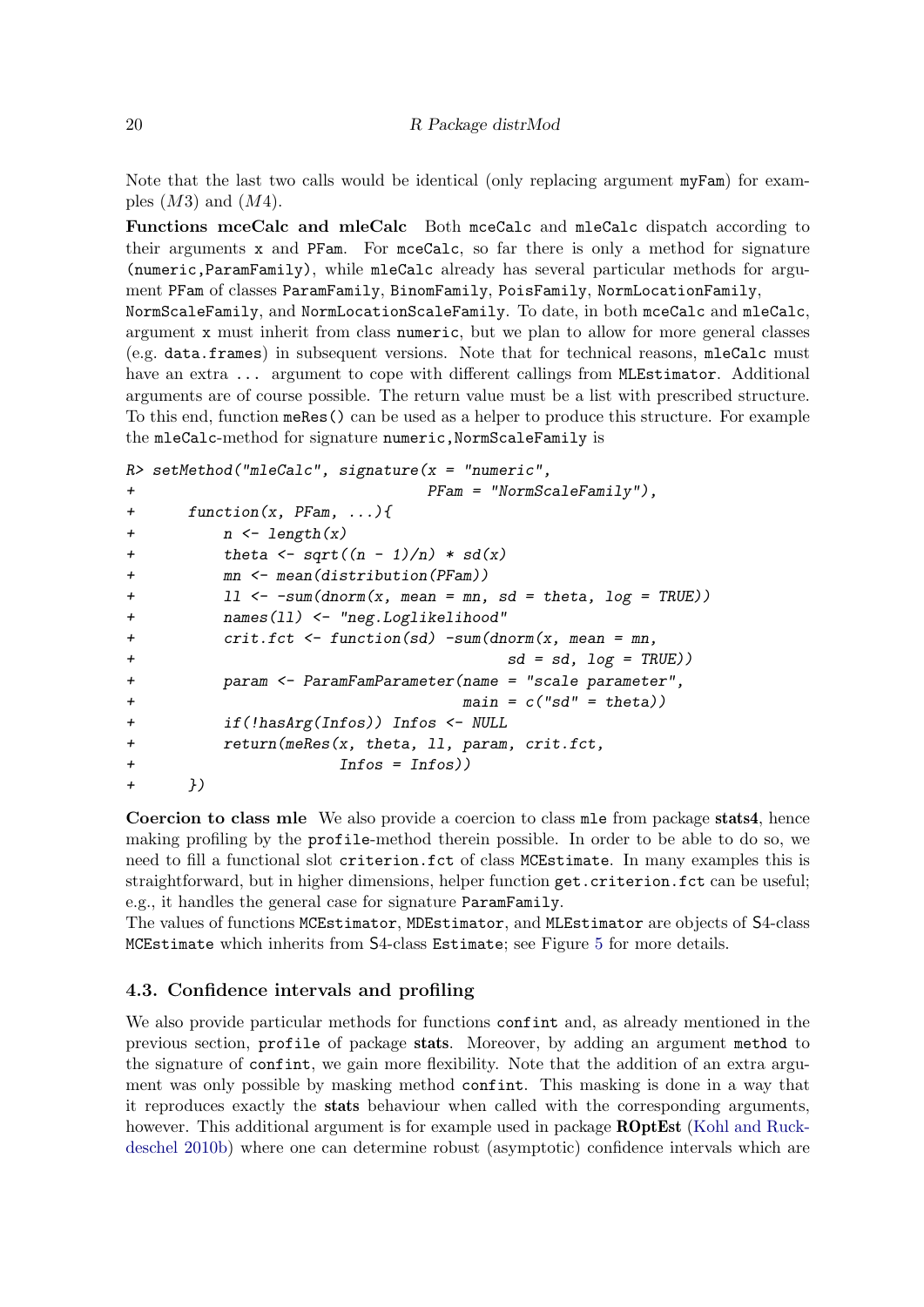Note that the last two calls would be identical (only replacing argument `myFam`) for examples $(M3)$ and $(M4)$.

**Functions mceCalc and mleCalc** Both `mceCalc` and `mleCalc` dispatch according to their arguments `x` and `PFam`. For `mceCalc`, so far there is only a method for signature `(numeric,ParamFamily)`, while `mleCalc` already has several particular methods for argument `PFam` of classes `ParamFamily`, `BinomFamily`, `PoisFamily`, `NormLocationFamily`, `NormScaleFamily`, and `NormLocationScaleFamily`. To date, in both `mceCalc` and `mleCalc`, argument `x` must inherit from class `numeric`, but we plan to allow for more general classes (e.g. `data.frames`) in subsequent versions. Note that for technical reasons, `mleCalc` must have an extra `...` argument to cope with different callings from `MLEstimator`. Additional arguments are of course possible. The return value must be a list with prescribed structure. To this end, function `meRes()` can be used as a helper to produce this structure. For example the `mleCalc`-method for signature `numeric,NormScaleFamily` is

```
R> setMethod("mleCalc", signature(x = "numeric",
+                                 PFam = "NormScaleFamily"),
+      function(x, PFam, ...){
+          n <- length(x)
+          theta <- sqrt((n - 1)/n) * sd(x)
+          mn <- mean(distribution(PFam))
+          ll <- -sum(dnorm(x, mean = mn, sd = theta, log = TRUE))
+          names(ll) <- "neg.Loglikelihood"
+          crit.fct <- function(sd) -sum(dnorm(x, mean = mn,
+                                        sd = sd, log = TRUE))
+          param <- ParamFamParameter(name = "scale parameter",
+                                     main = c("sd" = theta))
+          if(!hasArg(Infos)) Infos <- NULL
+          return(meRes(x, theta, ll, param, crit.fct,
+                       Infos = Infos))
+      })
```

**Coercion to class mle** We also provide a coercion to class `mle` from package **stats4**, hence making profiling by the `profile`-method therein possible. In order to be able to do so, we need to fill a functional slot `criterion.fct` of class `MCEstimate`. In many examples this is straightforward, but in higher dimensions, helper function `get.criterion.fct` can be useful; e.g., it handles the general case for signature `ParamFamily`.

The values of functions `MCEstimator`, `MDEstimator`, and `MLEstimator` are objects of S4-class `MCEstimate` which inherits from S4-class `Estimate`; see Figure 5 for more details.

### 4.3. Confidence intervals and profiling

We also provide particular methods for functions `confint` and, as already mentioned in the previous section, `profile` of package **stats**. Moreover, by adding an argument `method` to the signature of `confint`, we gain more flexibility. Note that the addition of an extra argument was only possible by masking method `confint`. This masking is done in a way that it reproduces exactly the **stats** behaviour when called with the corresponding arguments, however. This additional argument is for example used in package **ROptEst** (Kohl and Ruckdeschel 2010b) where one can determine robust (asymptotic) confidence intervals which are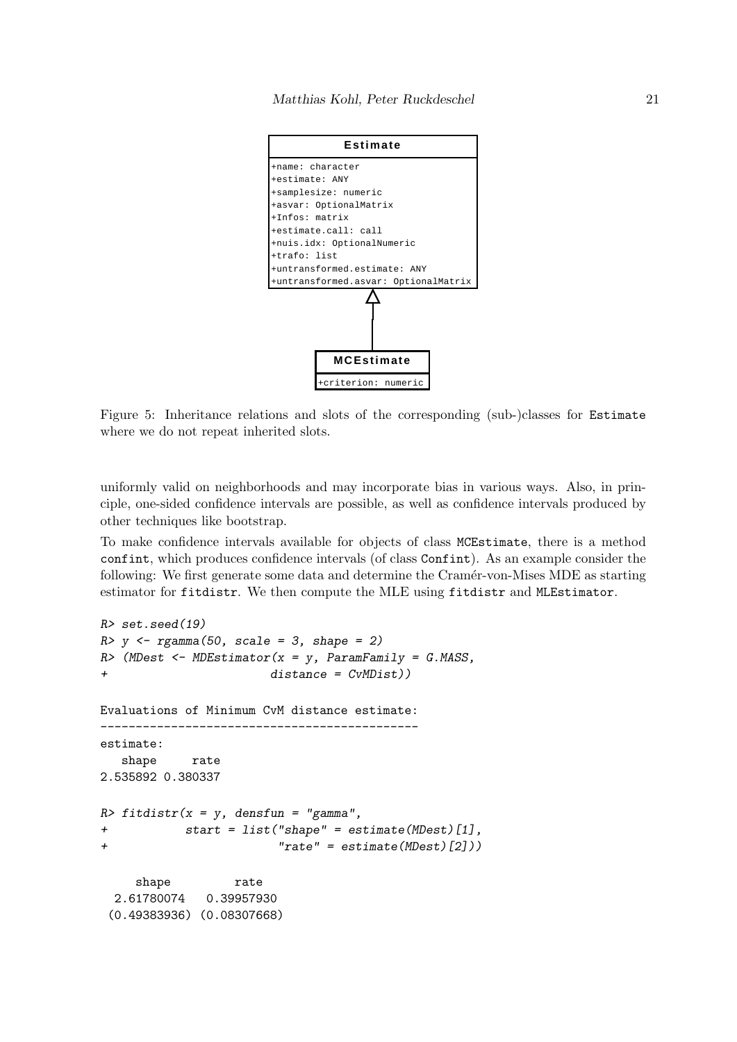| Estimate |
| --- |
| +name: character |
| +estimate: ANY |
| +samplesize: numeric |
| +asvar: OptionalMatrix |
| +Infos: matrix |
| +estimate.call: call |
| +nuis.idx: OptionalNumeric |
| +trafo: list |
| +untransformed.estimate: ANY |
| +untransformed.asvar: OptionalMatrix |

| MCEstimate |
| --- |
| +criterion: numeric |

Figure 5: Inheritance relations and slots of the corresponding (sub-)classes for `Estimate` where we do not repeat inherited slots.

uniformly valid on neighborhoods and may incorporate bias in various ways. Also, in principle, one-sided confidence intervals are possible, as well as confidence intervals produced by other techniques like bootstrap.

To make confidence intervals available for objects of class `MCEstimate`, there is a method `confint`, which produces confidence intervals (of class `Confint`). As an example consider the following: We first generate some data and determine the Cramér-von-Mises MDE as starting estimator for `fitdistr`. We then compute the MLE using `fitdistr` and `MLEstimator`.

```
R> set.seed(19)
R> y <- rgamma(50, scale = 3, shape = 2)
R> (MDest <- MDEstimator(x = y, ParamFamily = G.MASS,
+                       distance = CvMDist))

Evaluations of Minimum CvM distance estimate:
---------------------------------------------
estimate:
   shape     rate
2.535892 0.380337

R> fitdistr(x = y, densfun = "gamma",
+           start = list("shape" = estimate(MDest)[1],
+                        "rate" = estimate(MDest)[2]))

     shape         rate
  2.61780074   0.39957930
 (0.49383936) (0.08307668)
```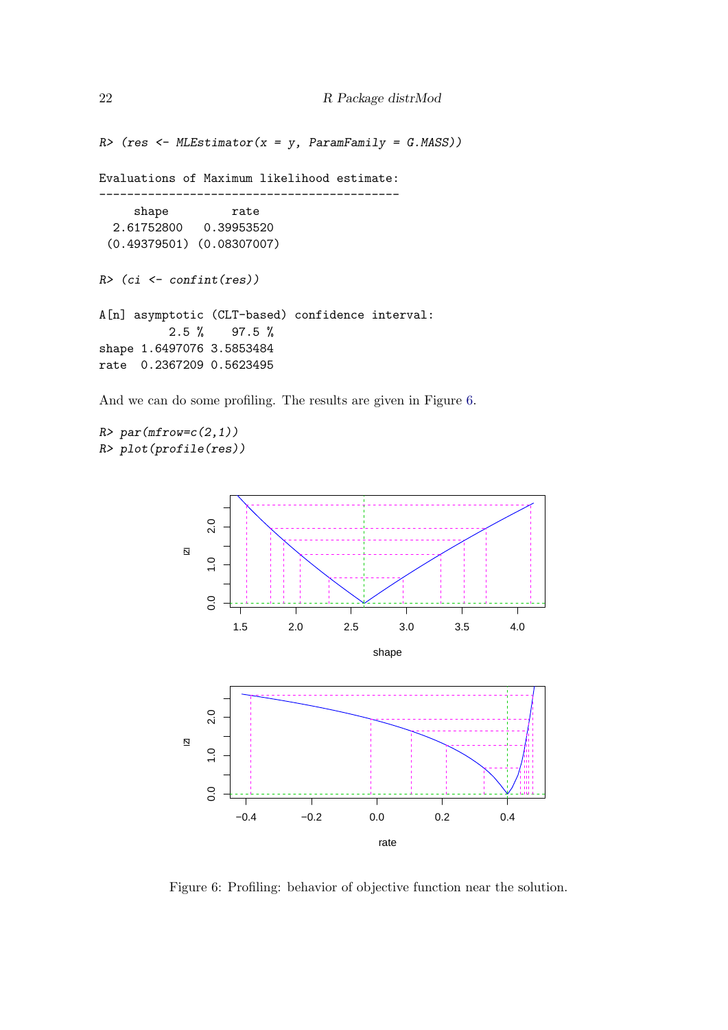```
R> (res <- MLEstimator(x = y, ParamFamily = G.MASS))

Evaluations of Maximum likelihood estimate:
-------------------------------------------
     shape          rate
  2.61752800   0.39953520
 (0.49379501) (0.08307007)
```

```
R> (ci <- confint(res))

A[n] asymptotic (CLT-based) confidence interval:
          2.5 %    97.5 %
shape 1.6497076 3.5853484
rate  0.2367209 0.5623495
```

And we can do some profiling. The results are given in Figure 6.

```
R> par(mfrow=c(2,1))
R> plot(profile(res))
```

Figure 6: Profiling: behavior of objective function near the solution.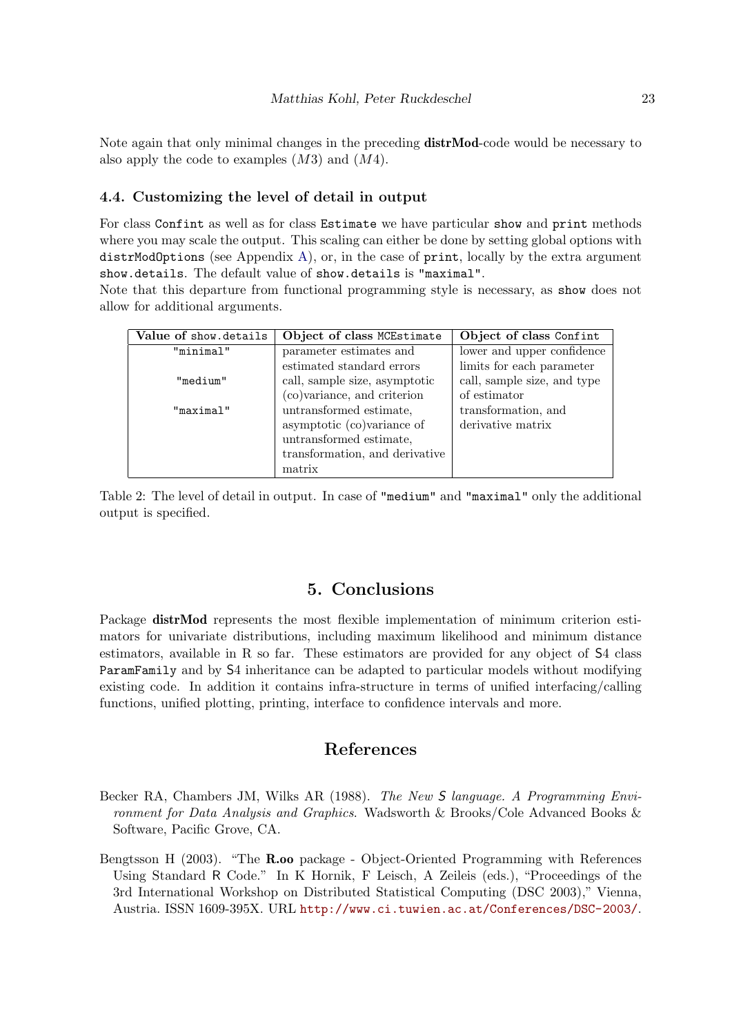Note again that only minimal changes in the preceding **distrMod**-code would be necessary to also apply the code to examples ($M3$) and ($M4$).

### 4.4. Customizing the level of detail in output

For class `Confint` as well as for class `Estimate` we have particular `show` and `print` methods where you may scale the output. This scaling can either be done by setting global options with `distrModOptions` (see Appendix A), or, in the case of `print`, locally by the extra argument `show.details`. The default value of `show.details` is `"maximal"`.
Note that this departure from functional programming style is necessary, as `show` does not allow for additional arguments.

| Value of `show.details` | Object of class `MCEstimate` | Object of class `Confint` |
|---|---|---|
| `"minimal"` | parameter estimates and estimated standard errors | lower and upper confidence limits for each parameter |
| `"medium"` | call, sample size, asymptotic (co)variance, and criterion | call, sample size, and type of estimator |
| `"maximal"` | untransformed estimate, asymptotic (co)variance of untransformed estimate, transformation, and derivative matrix | transformation, and derivative matrix |

Table 2: The level of detail in output. In case of `"medium"` and `"maximal"` only the additional output is specified.

## 5. Conclusions

Package **distrMod** represents the most flexible implementation of minimum criterion estimators for univariate distributions, including maximum likelihood and minimum distance estimators, available in R so far. These estimators are provided for any object of S4 class `ParamFamily` and by S4 inheritance can be adapted to particular models without modifying existing code. In addition it contains infra-structure in terms of unified interfacing/calling functions, unified plotting, printing, interface to confidence intervals and more.

## References

Becker RA, Chambers JM, Wilks AR (1988). *The New S language. A Programming Environment for Data Analysis and Graphics*. Wadsworth & Brooks/Cole Advanced Books & Software, Pacific Grove, CA.

Bengtsson H (2003). "The **R.oo** package - Object-Oriented Programming with References Using Standard R Code." In K Hornik, F Leisch, A Zeileis (eds.), "Proceedings of the 3rd International Workshop on Distributed Statistical Computing (DSC 2003)," Vienna, Austria. ISSN 1609-395X. URL http://www.ci.tuwien.ac.at/Conferences/DSC-2003/.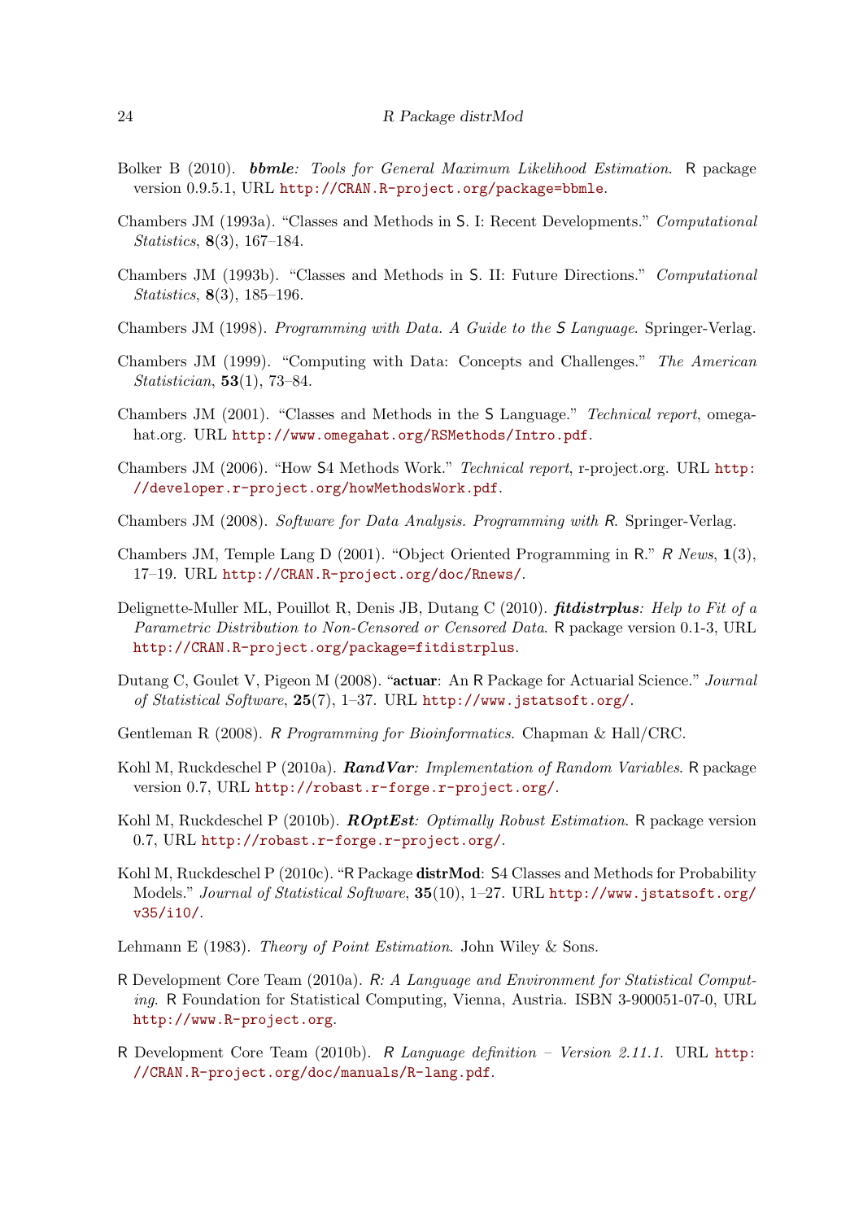Bolker B (2010). ***bbmle**: Tools for General Maximum Likelihood Estimation*. R package version 0.9.5.1, URL http://CRAN.R-project.org/package=bbmle.

Chambers JM (1993a). "Classes and Methods in S. I: Recent Developments." *Computational Statistics*, **8**(3), 167–184.

Chambers JM (1993b). "Classes and Methods in S. II: Future Directions." *Computational Statistics*, **8**(3), 185–196.

Chambers JM (1998). *Programming with Data. A Guide to the S Language*. Springer-Verlag.

Chambers JM (1999). "Computing with Data: Concepts and Challenges." *The American Statistician*, **53**(1), 73–84.

Chambers JM (2001). "Classes and Methods in the S Language." *Technical report*, omegahat.org. URL http://www.omegahat.org/RSMethods/Intro.pdf.

Chambers JM (2006). "How S4 Methods Work." *Technical report*, r-project.org. URL http://developer.r-project.org/howMethodsWork.pdf.

Chambers JM (2008). *Software for Data Analysis. Programming with R*. Springer-Verlag.

Chambers JM, Temple Lang D (2001). "Object Oriented Programming in R." *R News*, **1**(3), 17–19. URL http://CRAN.R-project.org/doc/Rnews/.

Delignette-Muller ML, Pouillot R, Denis JB, Dutang C (2010). ***fitdistrplus**: Help to Fit of a Parametric Distribution to Non-Censored or Censored Data*. R package version 0.1-3, URL http://CRAN.R-project.org/package=fitdistrplus.

Dutang C, Goulet V, Pigeon M (2008). "**actuar**: An R Package for Actuarial Science." *Journal of Statistical Software*, **25**(7), 1–37. URL http://www.jstatsoft.org/.

Gentleman R (2008). *R Programming for Bioinformatics*. Chapman & Hall/CRC.

Kohl M, Ruckdeschel P (2010a). ***RandVar**: Implementation of Random Variables*. R package version 0.7, URL http://robast.r-forge.r-project.org/.

Kohl M, Ruckdeschel P (2010b). ***ROptEst**: Optimally Robust Estimation*. R package version 0.7, URL http://robast.r-forge.r-project.org/.

Kohl M, Ruckdeschel P (2010c). "R Package **distrMod**: S4 Classes and Methods for Probability Models." *Journal of Statistical Software*, **35**(10), 1–27. URL http://www.jstatsoft.org/v35/i10/.

Lehmann E (1983). *Theory of Point Estimation*. John Wiley & Sons.

R Development Core Team (2010a). *R: A Language and Environment for Statistical Computing*. R Foundation for Statistical Computing, Vienna, Austria. ISBN 3-900051-07-0, URL http://www.R-project.org.

R Development Core Team (2010b). *R Language definition – Version 2.11.1*. URL http://CRAN.R-project.org/doc/manuals/R-lang.pdf.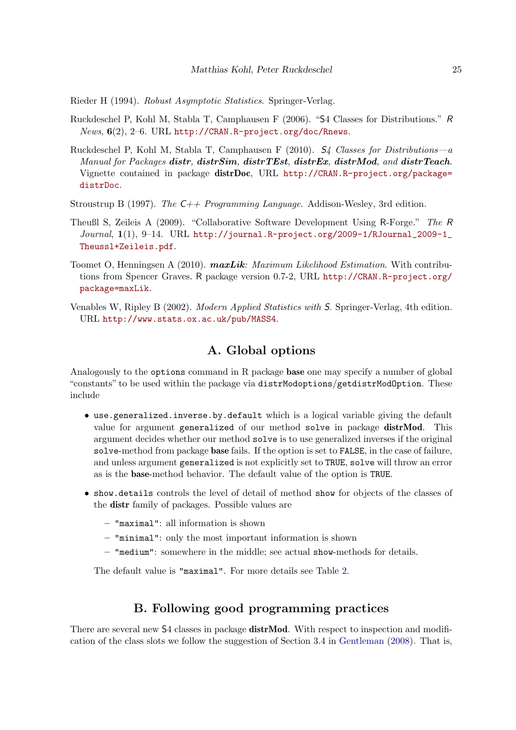Rieder H (1994). *Robust Asymptotic Statistics*. Springer-Verlag.

Ruckdeschel P, Kohl M, Stabla T, Camphausen F (2006). "S4 Classes for Distributions." *R News*, **6**(2), 2–6. URL http://CRAN.R-project.org/doc/Rnews.

Ruckdeschel P, Kohl M, Stabla T, Camphausen F (2010). *S4 Classes for Distributions—a Manual for Packages **distr**, **distrSim**, **distrTEst**, **distrEx**, **distrMod**, and **distrTeach***. Vignette contained in package **distrDoc**, URL http://CRAN.R-project.org/package=distrDoc.

Stroustrup B (1997). *The C++ Programming Language*. Addison-Wesley, 3rd edition.

Theußl S, Zeileis A (2009). "Collaborative Software Development Using R-Forge." *The R Journal*, **1**(1), 9–14. URL http://journal.R-project.org/2009-1/RJournal_2009-1_Theussl+Zeileis.pdf.

Toomet O, Henningsen A (2010). ***maxLik**: Maximum Likelihood Estimation*. With contributions from Spencer Graves. R package version 0.7-2, URL http://CRAN.R-project.org/package=maxLik.

Venables W, Ripley B (2002). *Modern Applied Statistics with S*. Springer-Verlag, 4th edition. URL http://www.stats.ox.ac.uk/pub/MASS4.

# A. Global options

Analogously to the `options` command in R package **base** one may specify a number of global "constants" to be used within the package via `distrModoptions`/`getdistrModOption`. These include

- `use.generalized.inverse.by.default` which is a logical variable giving the default value for argument `generalized` of our method `solve` in package **distrMod**. This argument decides whether our method `solve` is to use generalized inverses if the original `solve`-method from package **base** fails. If the option is set to `FALSE`, in the case of failure, and unless argument `generalized` is not explicitly set to `TRUE`, `solve` will throw an error as is the **base**-method behavior. The default value of the option is `TRUE`.
- `show.details` controls the level of detail of method `show` for objects of the classes of the **distr** family of packages. Possible values are
  - `"maximal"`: all information is shown
  - `"minimal"`: only the most important information is shown
  - `"medium"`: somewhere in the middle; see actual `show`-methods for details.

  The default value is `"maximal"`. For more details see Table 2.

# B. Following good programming practices

There are several new S4 classes in package **distrMod**. With respect to inspection and modification of the class slots we follow the suggestion of Section 3.4 in Gentleman (2008). That is,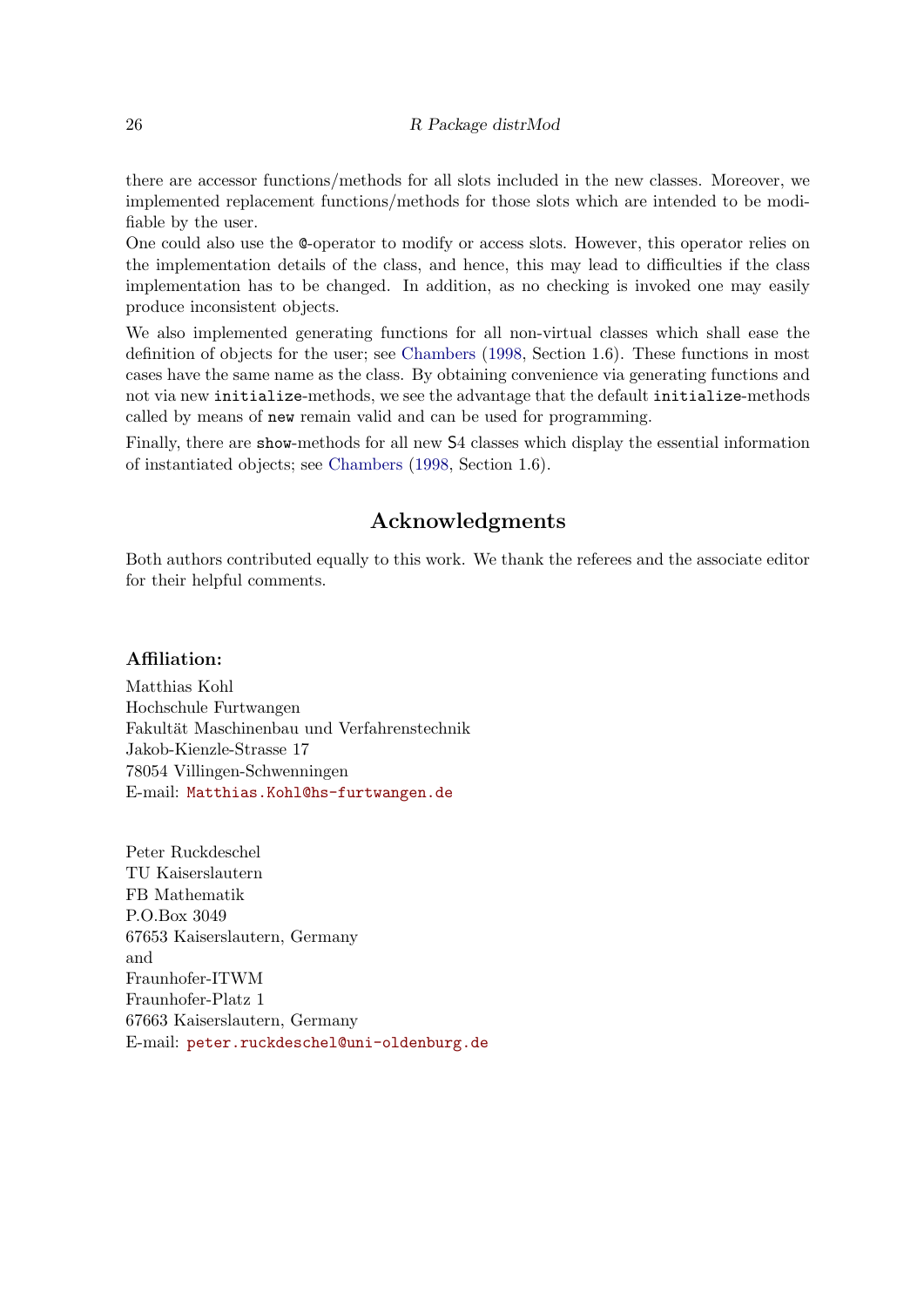there are accessor functions/methods for all slots included in the new classes. Moreover, we implemented replacement functions/methods for those slots which are intended to be modifiable by the user.

One could also use the `@`-operator to modify or access slots. However, this operator relies on the implementation details of the class, and hence, this may lead to difficulties if the class implementation has to be changed. In addition, as no checking is invoked one may easily produce inconsistent objects.

We also implemented generating functions for all non-virtual classes which shall ease the definition of objects for the user; see Chambers (1998, Section 1.6). These functions in most cases have the same name as the class. By obtaining convenience via generating functions and not via new `initialize`-methods, we see the advantage that the default `initialize`-methods called by means of `new` remain valid and can be used for programming.

Finally, there are `show`-methods for all new S4 classes which display the essential information of instantiated objects; see Chambers (1998, Section 1.6).

## Acknowledgments

Both authors contributed equally to this work. We thank the referees and the associate editor for their helpful comments.

### Affiliation:

Matthias Kohl
Hochschule Furtwangen
Fakultät Maschinenbau und Verfahrenstechnik
Jakob-Kienzle-Strasse 17
78054 Villingen-Schwenningen
E-mail: Matthias.Kohl@hs-furtwangen.de

Peter Ruckdeschel
TU Kaiserslautern
FB Mathematik
P.O.Box 3049
67653 Kaiserslautern, Germany
and
Fraunhofer-ITWM
Fraunhofer-Platz 1
67663 Kaiserslautern, Germany
E-mail: peter.ruckdeschel@uni-oldenburg.de